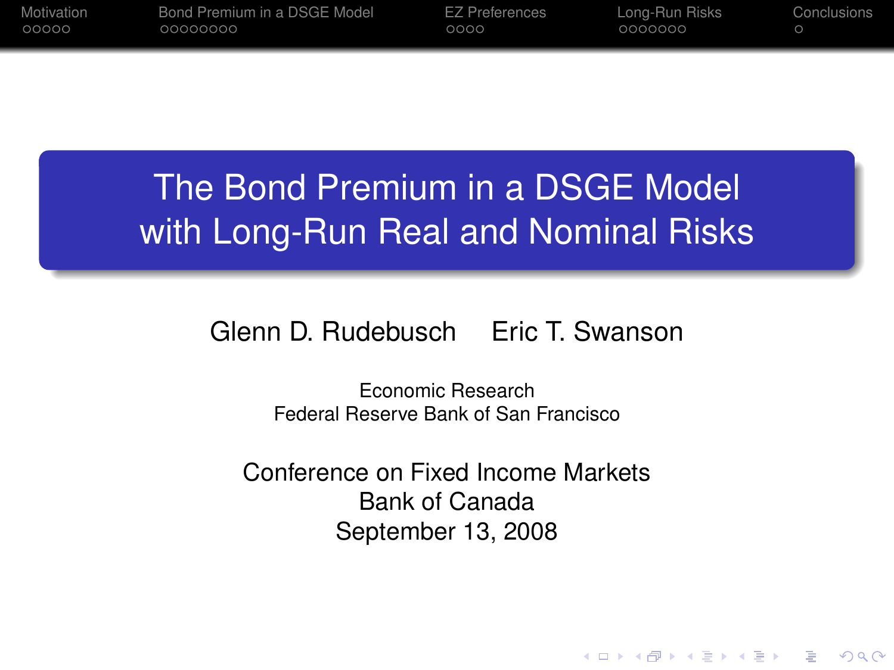# The Bond Premium in a DSGE Model with Long-Run Real and Nominal Risks

Glenn D. Rudebusch    Eric T. Swanson

Economic Research
Federal Reserve Bank of San Francisco

Conference on Fixed Income Markets
Bank of Canada
September 13, 2008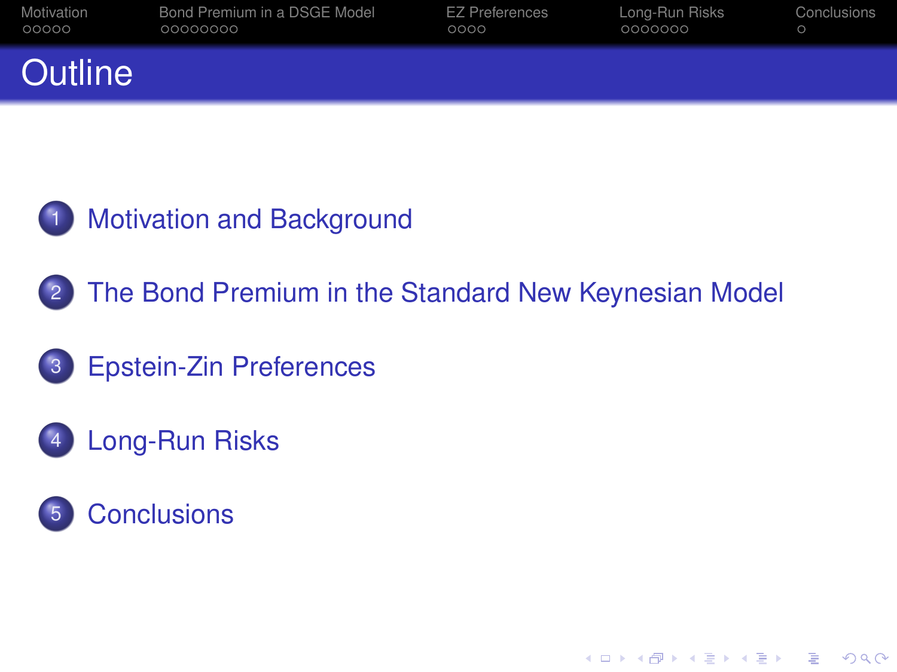# Outline

1. Motivation and Background
2. The Bond Premium in the Standard New Keynesian Model
3. Epstein-Zin Preferences
4. Long-Run Risks
5. Conclusions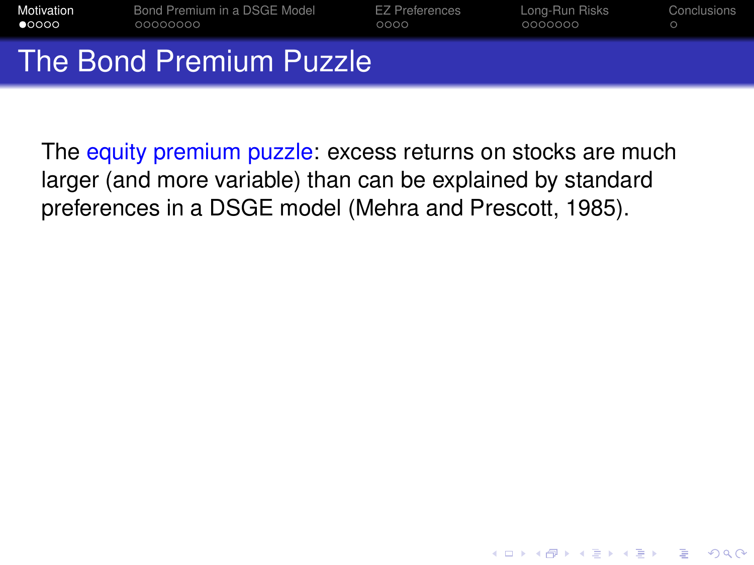# The Bond Premium Puzzle

The equity premium puzzle: excess returns on stocks are much larger (and more variable) than can be explained by standard preferences in a DSGE model (Mehra and Prescott, 1985).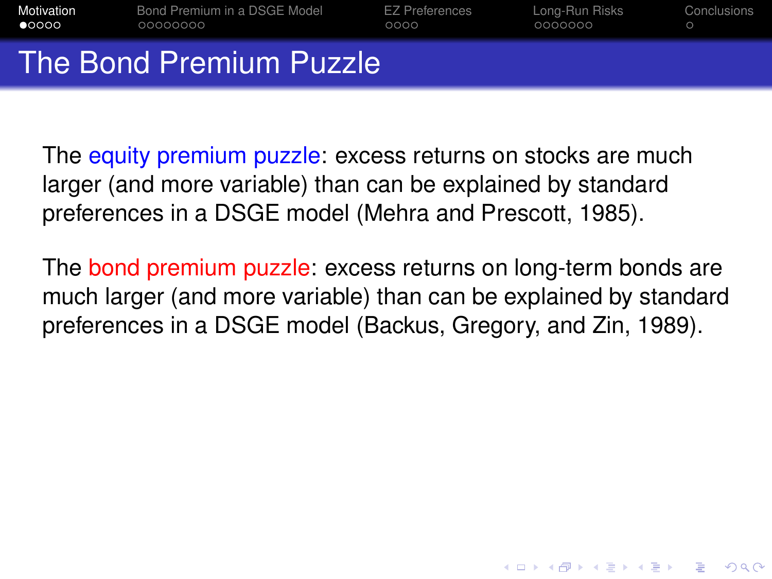# The Bond Premium Puzzle

The equity premium puzzle: excess returns on stocks are much larger (and more variable) than can be explained by standard preferences in a DSGE model (Mehra and Prescott, 1985).

The bond premium puzzle: excess returns on long-term bonds are much larger (and more variable) than can be explained by standard preferences in a DSGE model (Backus, Gregory, and Zin, 1989).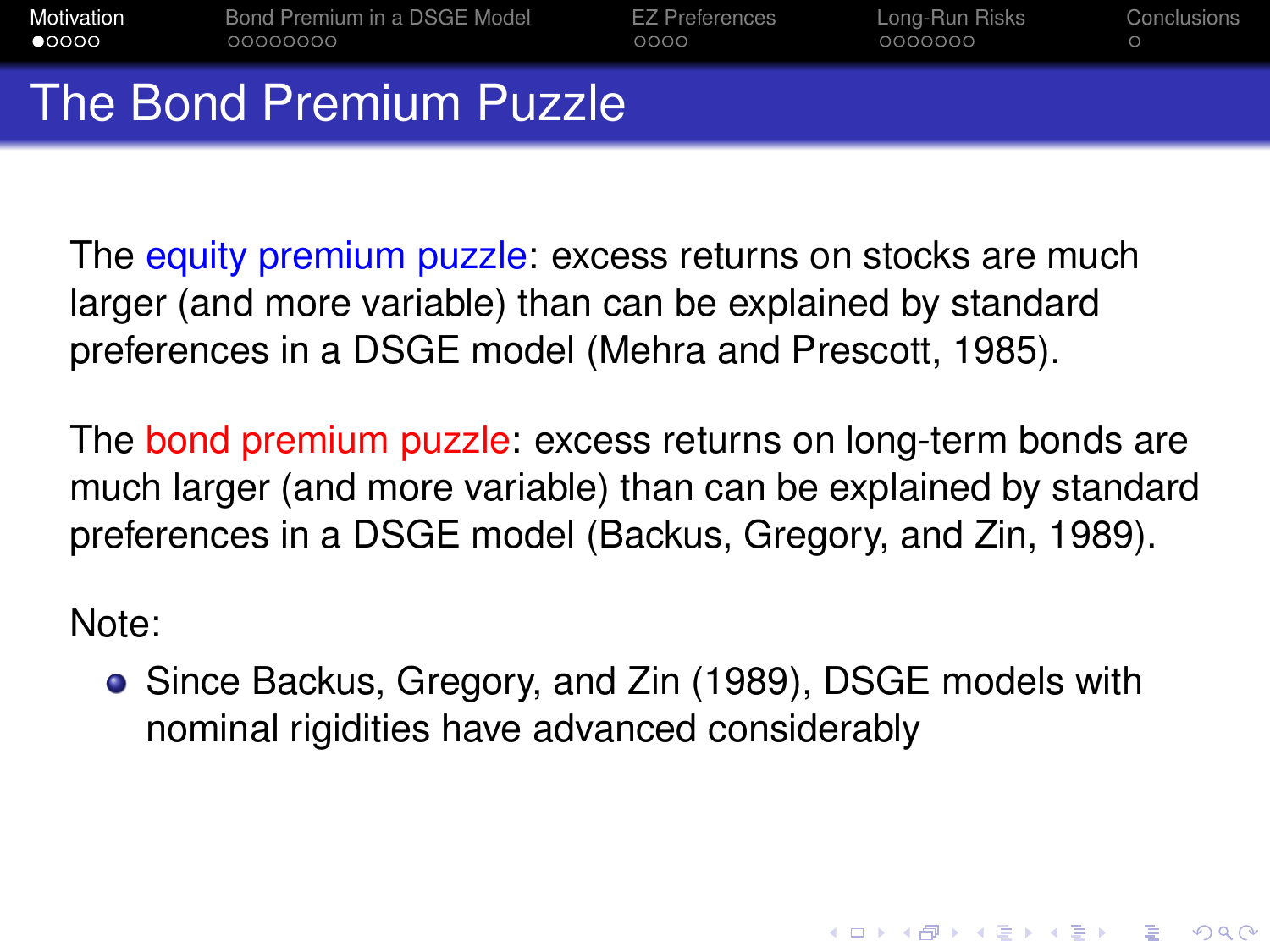# The Bond Premium Puzzle

The equity premium puzzle: excess returns on stocks are much larger (and more variable) than can be explained by standard preferences in a DSGE model (Mehra and Prescott, 1985).

The bond premium puzzle: excess returns on long-term bonds are much larger (and more variable) than can be explained by standard preferences in a DSGE model (Backus, Gregory, and Zin, 1989).

Note:

- Since Backus, Gregory, and Zin (1989), DSGE models with nominal rigidities have advanced considerably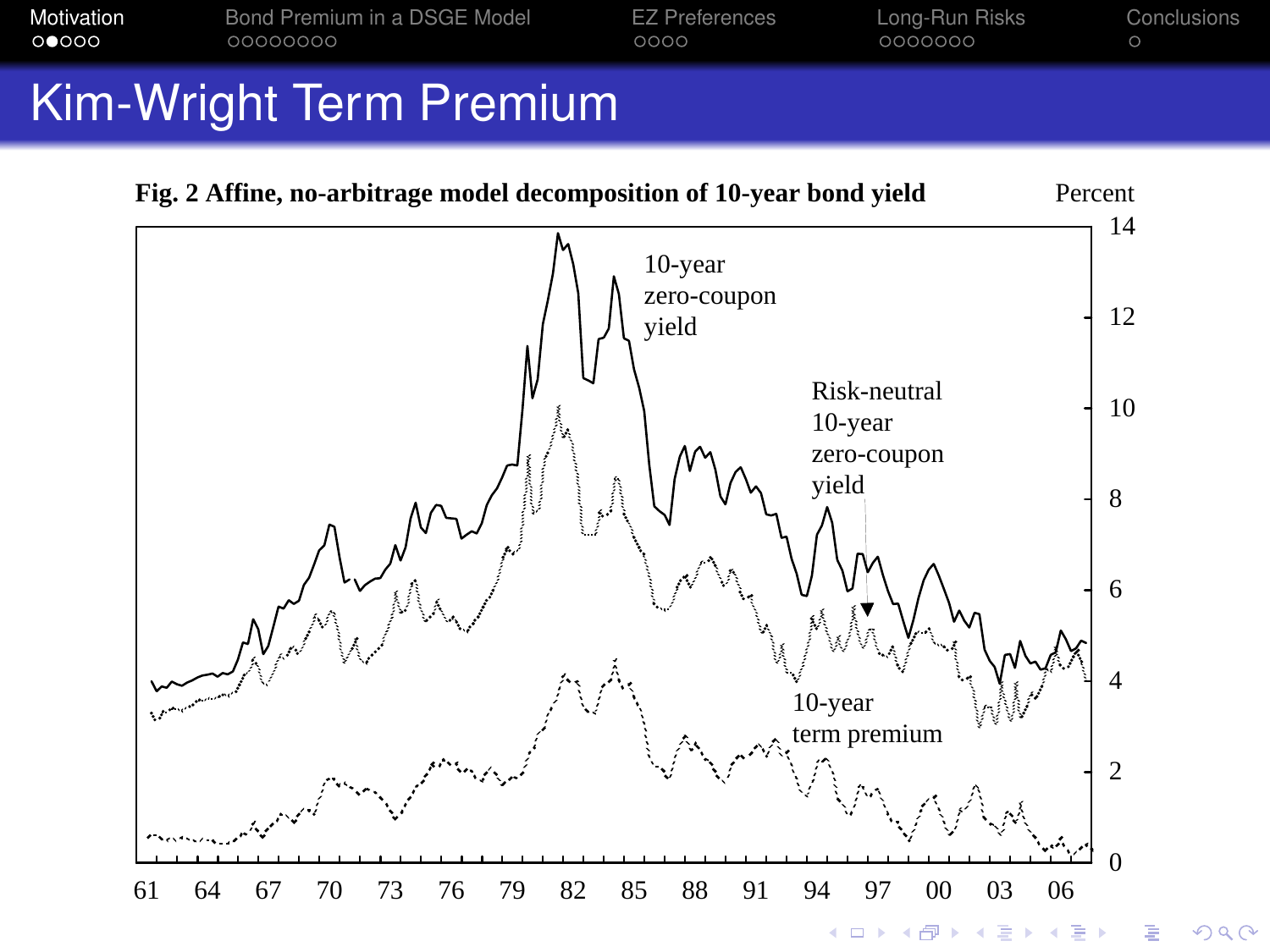# Kim-Wright Term Premium

**Fig. 2 Affine, no-arbitrage model decomposition of 10-year bond yield**

Percent

10-year zero-coupon yield

Risk-neutral 10-year zero-coupon yield

10-year term premium

14, 12, 10, 8, 6, 4, 2, 0

61, 64, 67, 70, 73, 76, 79, 82, 85, 88, 91, 94, 97, 00, 03, 06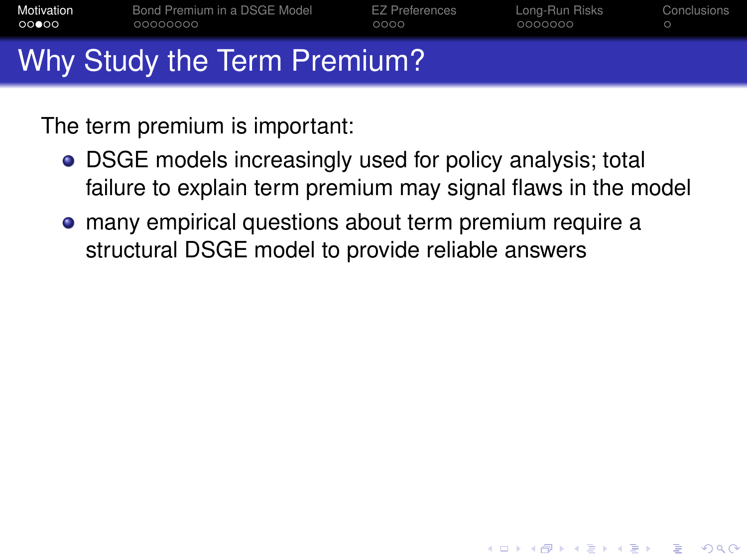# Why Study the Term Premium?

The term premium is important:

- DSGE models increasingly used for policy analysis; total failure to explain term premium may signal flaws in the model
- many empirical questions about term premium require a structural DSGE model to provide reliable answers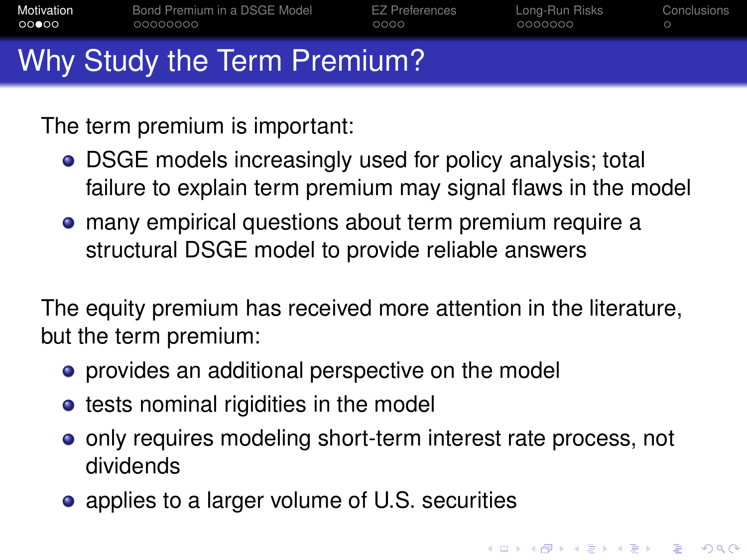# Why Study the Term Premium?

The term premium is important:

- DSGE models increasingly used for policy analysis; total failure to explain term premium may signal flaws in the model
- many empirical questions about term premium require a structural DSGE model to provide reliable answers

The equity premium has received more attention in the literature, but the term premium:

- provides an additional perspective on the model
- tests nominal rigidities in the model
- only requires modeling short-term interest rate process, not dividends
- applies to a larger volume of U.S. securities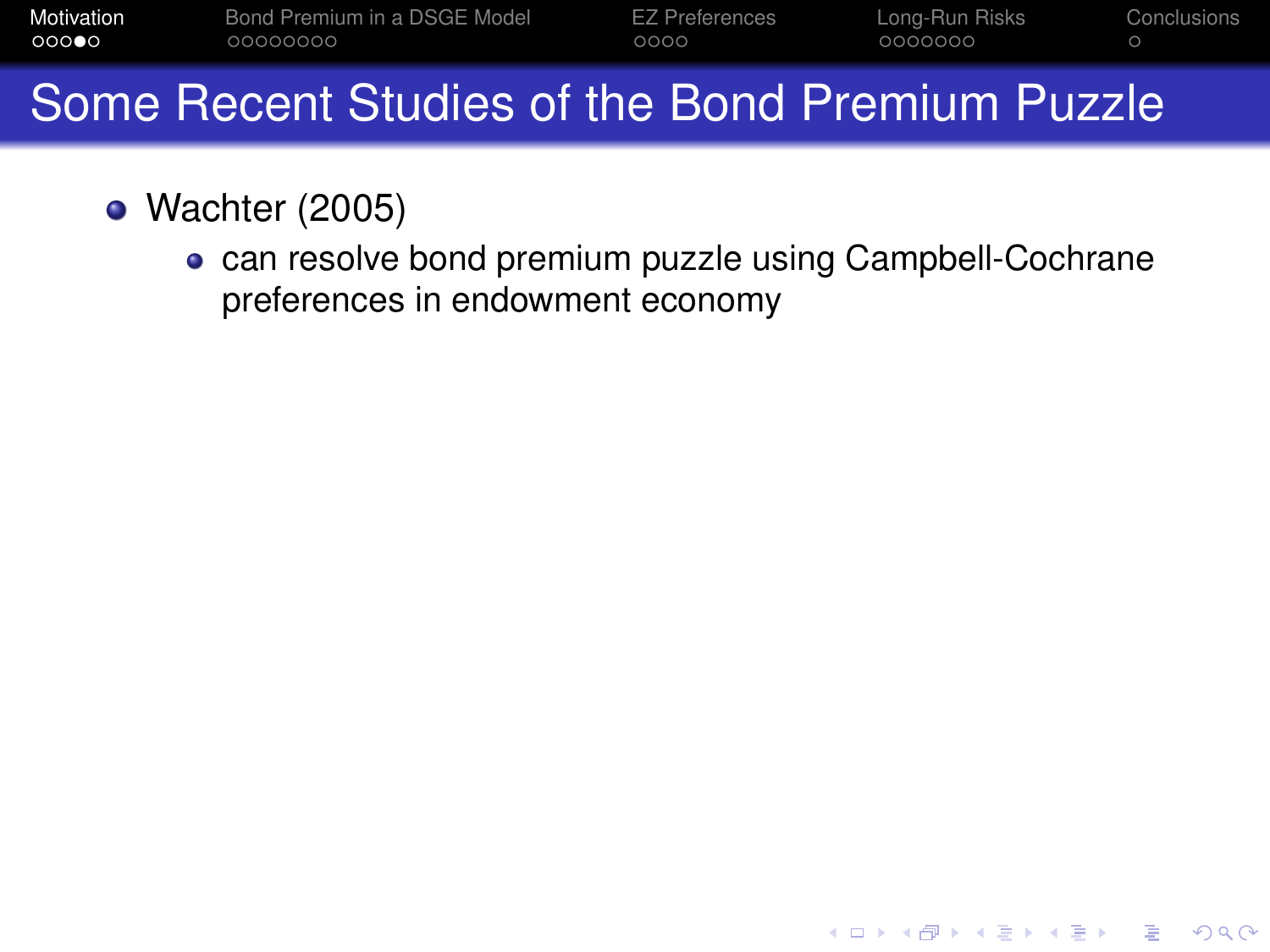# Some Recent Studies of the Bond Premium Puzzle

- Wachter (2005)
  - can resolve bond premium puzzle using Campbell-Cochrane preferences in endowment economy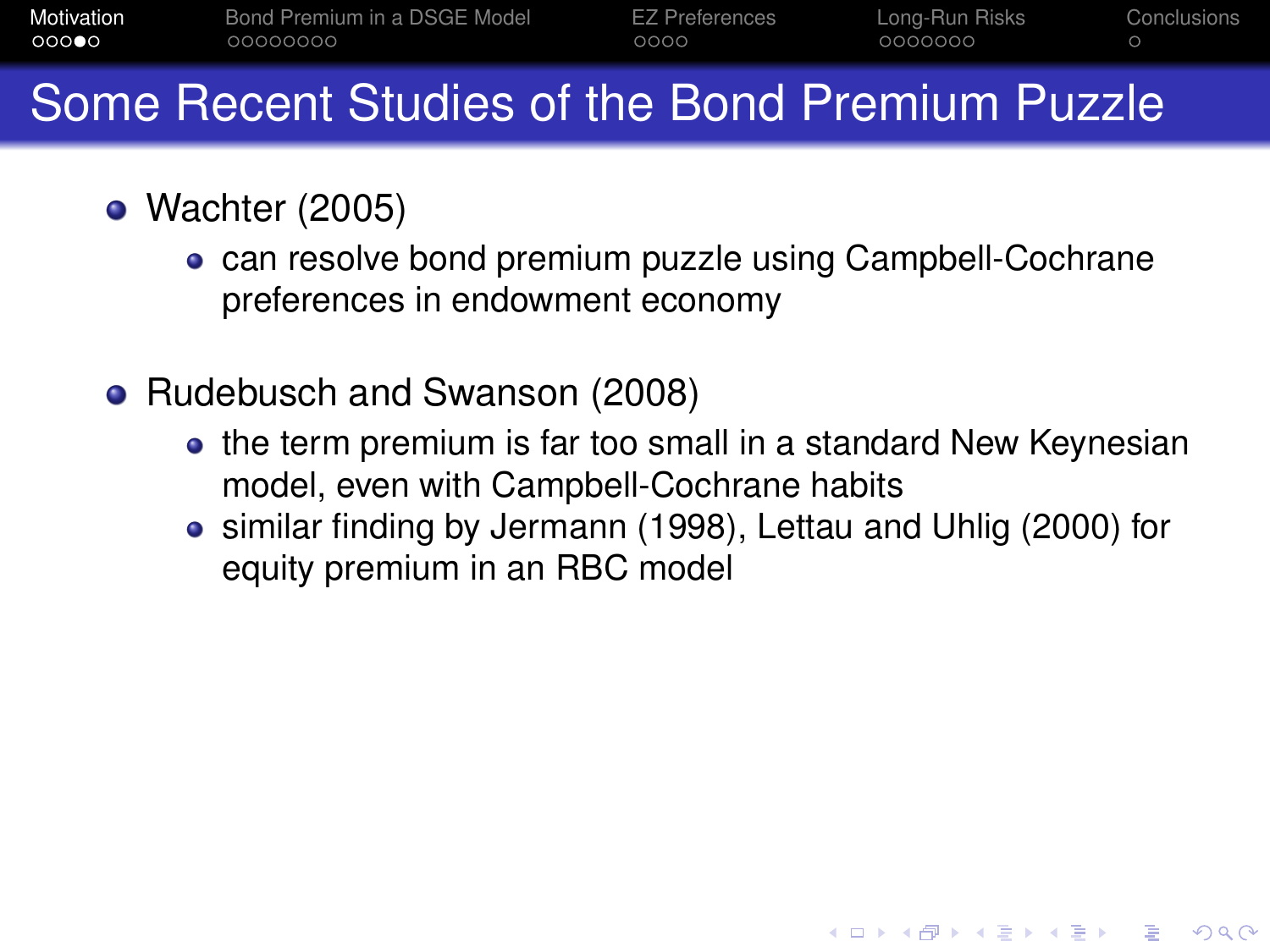# Some Recent Studies of the Bond Premium Puzzle

- Wachter (2005)
  - can resolve bond premium puzzle using Campbell-Cochrane preferences in endowment economy
- Rudebusch and Swanson (2008)
  - the term premium is far too small in a standard New Keynesian model, even with Campbell-Cochrane habits
  - similar finding by Jermann (1998), Lettau and Uhlig (2000) for equity premium in an RBC model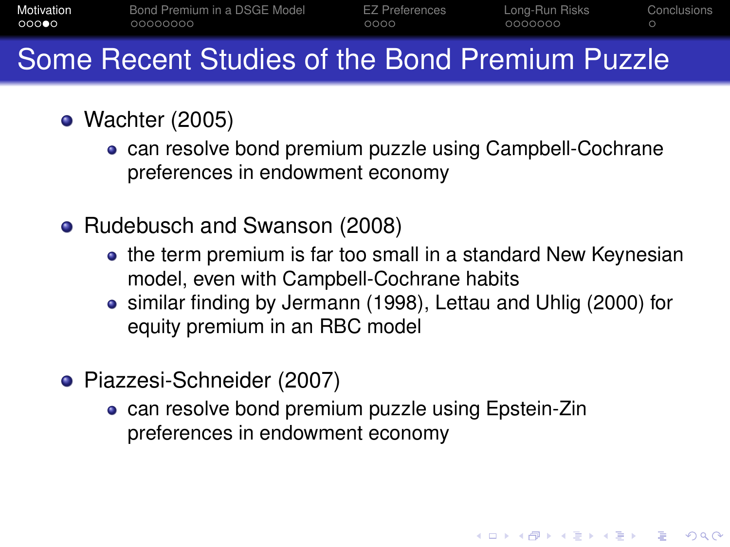# Some Recent Studies of the Bond Premium Puzzle

- Wachter (2005)
  - can resolve bond premium puzzle using Campbell-Cochrane preferences in endowment economy
- Rudebusch and Swanson (2008)
  - the term premium is far too small in a standard New Keynesian model, even with Campbell-Cochrane habits
  - similar finding by Jermann (1998), Lettau and Uhlig (2000) for equity premium in an RBC model
- Piazzesi-Schneider (2007)
  - can resolve bond premium puzzle using Epstein-Zin preferences in endowment economy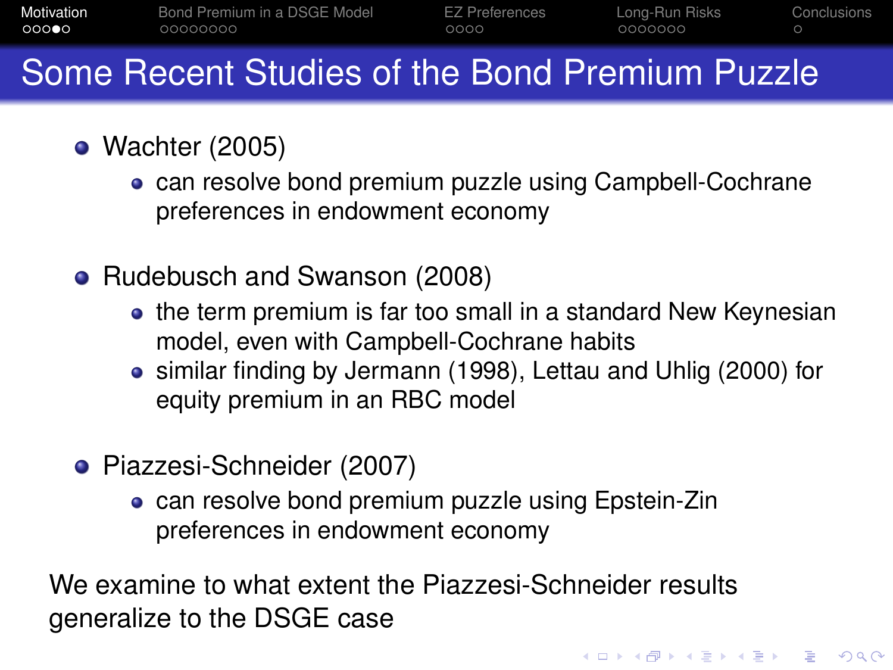# Some Recent Studies of the Bond Premium Puzzle

- Wachter (2005)
  - can resolve bond premium puzzle using Campbell-Cochrane preferences in endowment economy
- Rudebusch and Swanson (2008)
  - the term premium is far too small in a standard New Keynesian model, even with Campbell-Cochrane habits
  - similar finding by Jermann (1998), Lettau and Uhlig (2000) for equity premium in an RBC model
- Piazzesi-Schneider (2007)
  - can resolve bond premium puzzle using Epstein-Zin preferences in endowment economy

We examine to what extent the Piazzesi-Schneider results generalize to the DSGE case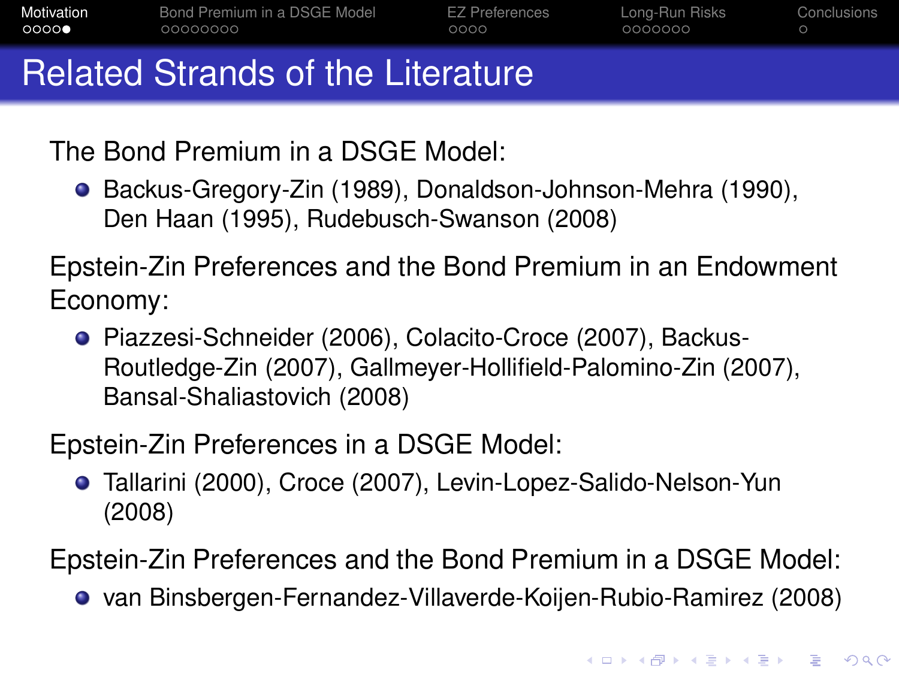# Related Strands of the Literature

The Bond Premium in a DSGE Model:

- Backus-Gregory-Zin (1989), Donaldson-Johnson-Mehra (1990), Den Haan (1995), Rudebusch-Swanson (2008)

Epstein-Zin Preferences and the Bond Premium in an Endowment Economy:

- Piazzesi-Schneider (2006), Colacito-Croce (2007), Backus-Routledge-Zin (2007), Gallmeyer-Hollifield-Palomino-Zin (2007), Bansal-Shaliastovich (2008)

Epstein-Zin Preferences in a DSGE Model:

- Tallarini (2000), Croce (2007), Levin-Lopez-Salido-Nelson-Yun (2008)

Epstein-Zin Preferences and the Bond Premium in a DSGE Model:

- van Binsbergen-Fernandez-Villaverde-Koijen-Rubio-Ramirez (2008)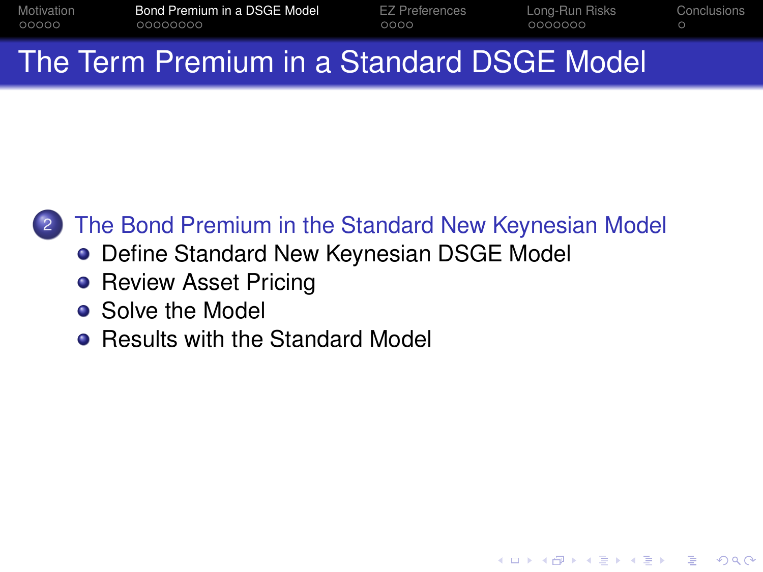# The Term Premium in a Standard DSGE Model

2. The Bond Premium in the Standard New Keynesian Model
   - Define Standard New Keynesian DSGE Model
   - Review Asset Pricing
   - Solve the Model
   - Results with the Standard Model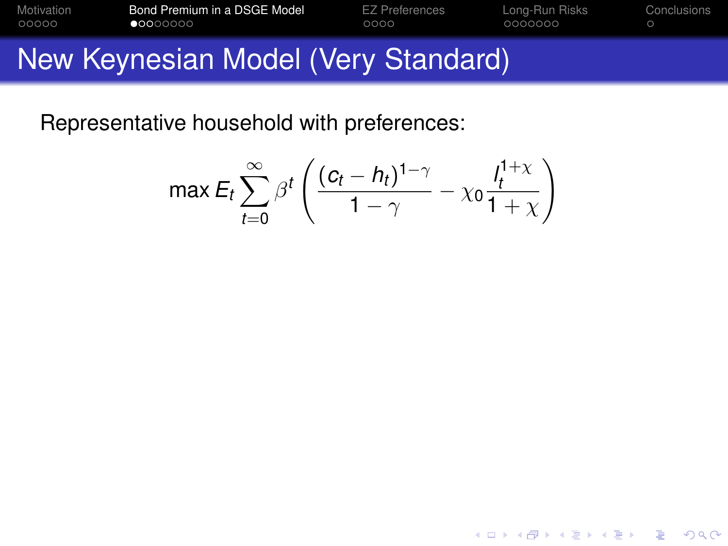# New Keynesian Model (Very Standard)

Representative household with preferences:

$$\max E_t \sum_{t=0}^{\infty} \beta^t \left( \frac{(c_t - h_t)^{1-\gamma}}{1-\gamma} - \chi_0 \frac{l_t^{1+\chi}}{1+\chi} \right)$$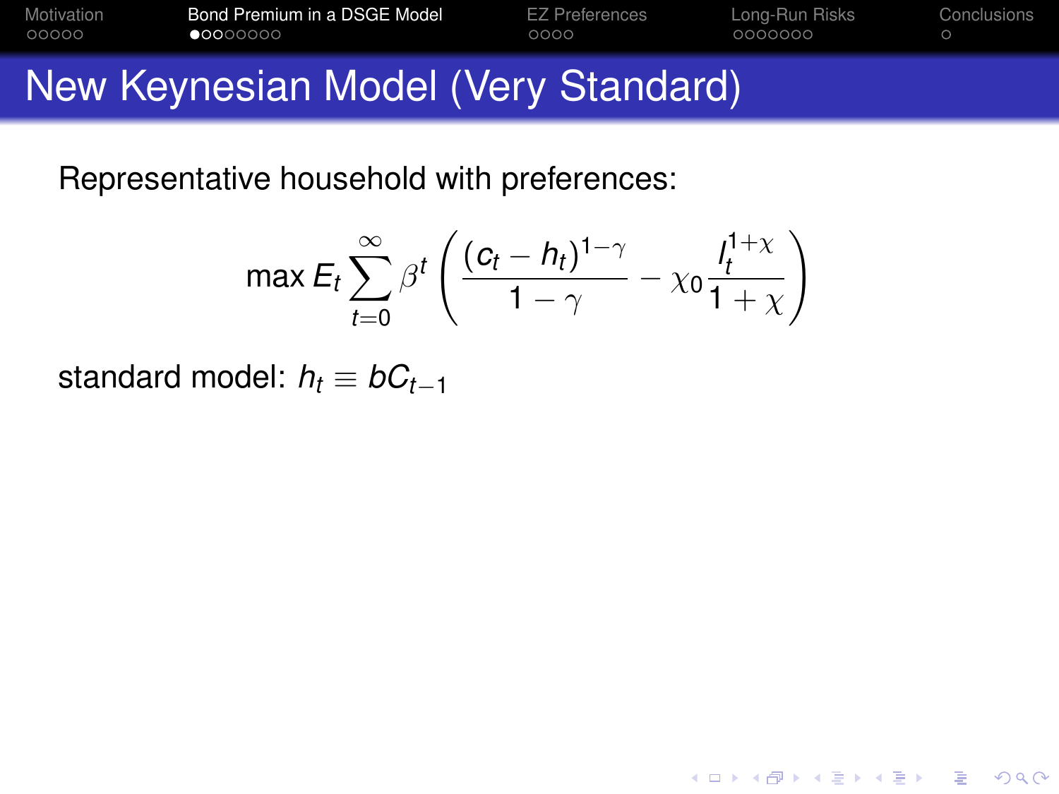# New Keynesian Model (Very Standard)

Representative household with preferences:

$$\max E_t \sum_{t=0}^{\infty} \beta^t \left( \frac{(c_t - h_t)^{1-\gamma}}{1-\gamma} - \chi_0 \frac{l_t^{1+\chi}}{1+\chi} \right)$$

standard model: $h_t \equiv bC_{t-1}$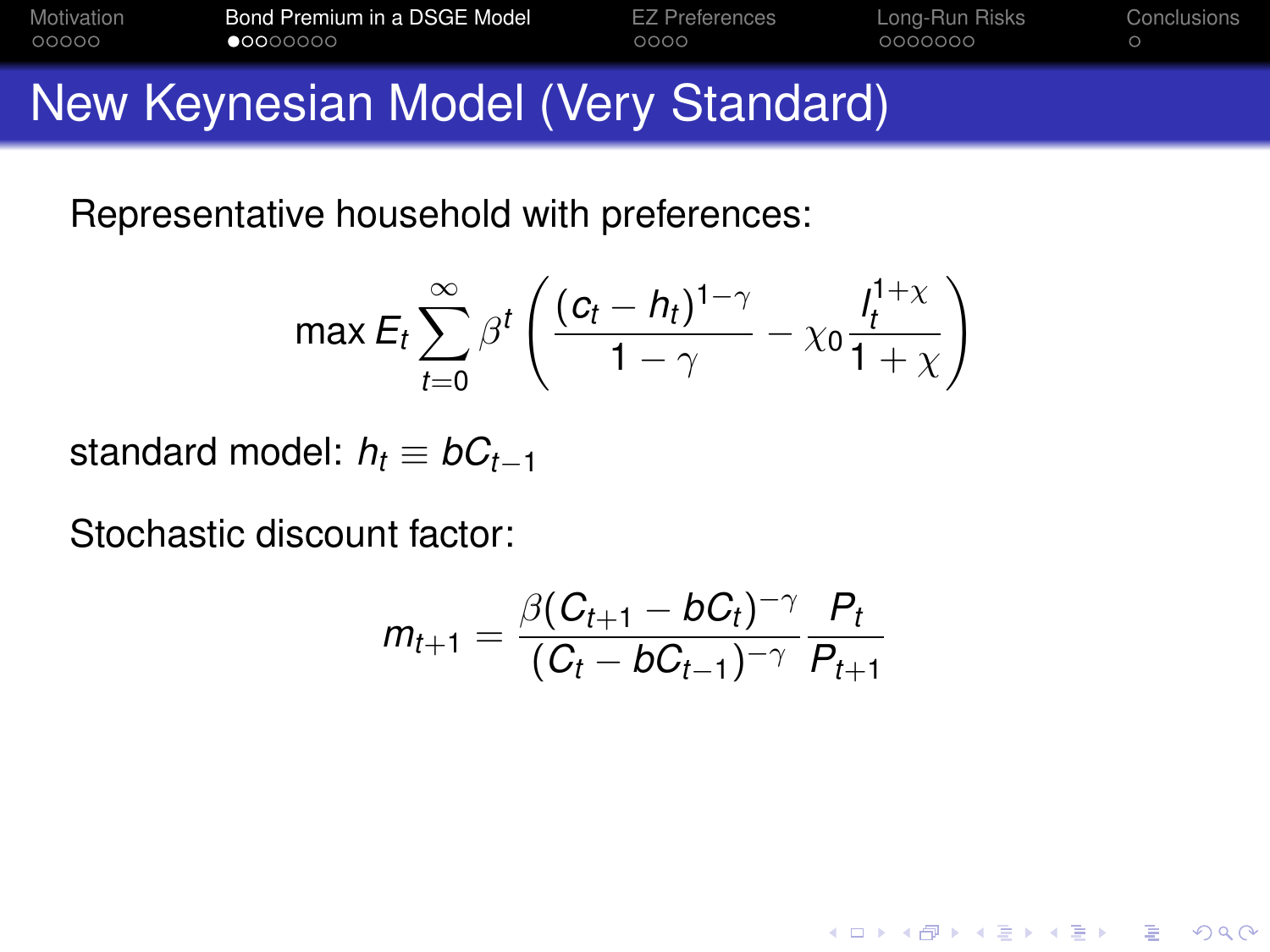# New Keynesian Model (Very Standard)

Representative household with preferences:

$$\max E_t \sum_{t=0}^{\infty} \beta^t \left( \frac{(c_t - h_t)^{1-\gamma}}{1-\gamma} - \chi_0 \frac{l_t^{1+\chi}}{1+\chi} \right)$$

standard model: $h_t \equiv bC_{t-1}$

Stochastic discount factor:

$$m_{t+1} = \frac{\beta (C_{t+1} - bC_t)^{-\gamma}}{(C_t - bC_{t-1})^{-\gamma}} \frac{P_t}{P_{t+1}}$$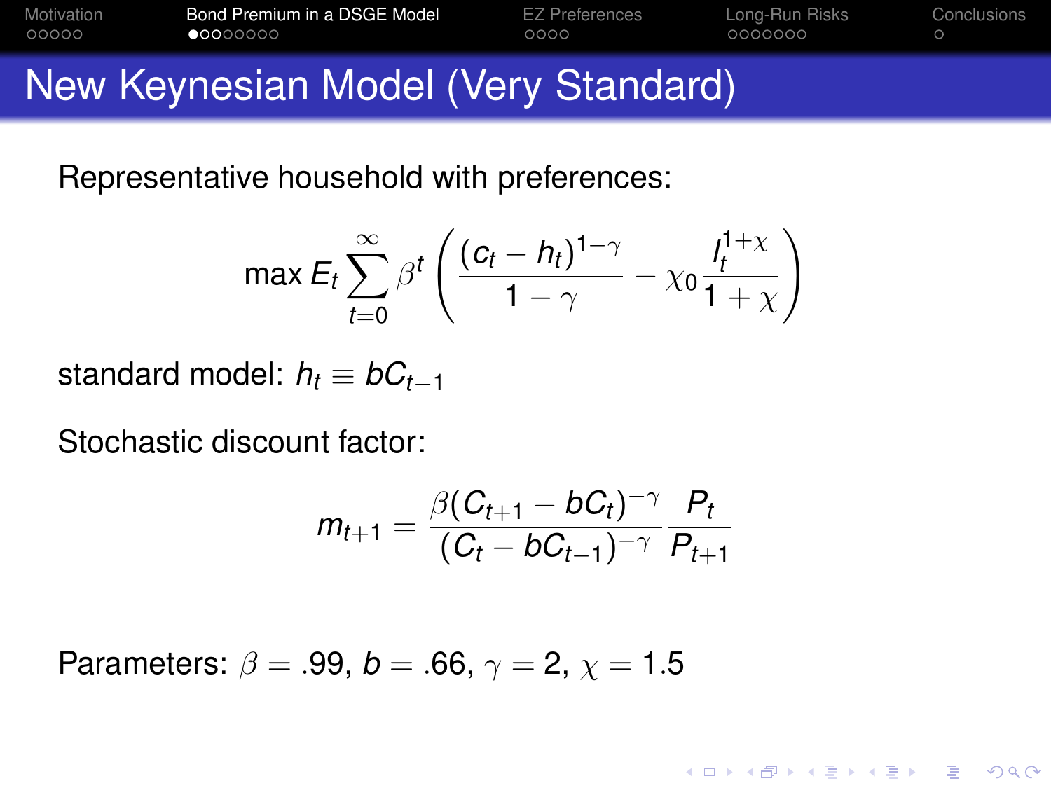# New Keynesian Model (Very Standard)

Representative household with preferences:

$$\max E_t \sum_{t=0}^{\infty} \beta^t \left( \frac{(c_t - h_t)^{1-\gamma}}{1-\gamma} - \chi_0 \frac{l_t^{1+\chi}}{1+\chi} \right)$$

standard model: $h_t \equiv bC_{t-1}$

Stochastic discount factor:

$$m_{t+1} = \frac{\beta (C_{t+1} - bC_t)^{-\gamma}}{(C_t - bC_{t-1})^{-\gamma}} \frac{P_t}{P_{t+1}}$$

Parameters: $\beta = .99$, $b = .66$, $\gamma = 2$, $\chi = 1.5$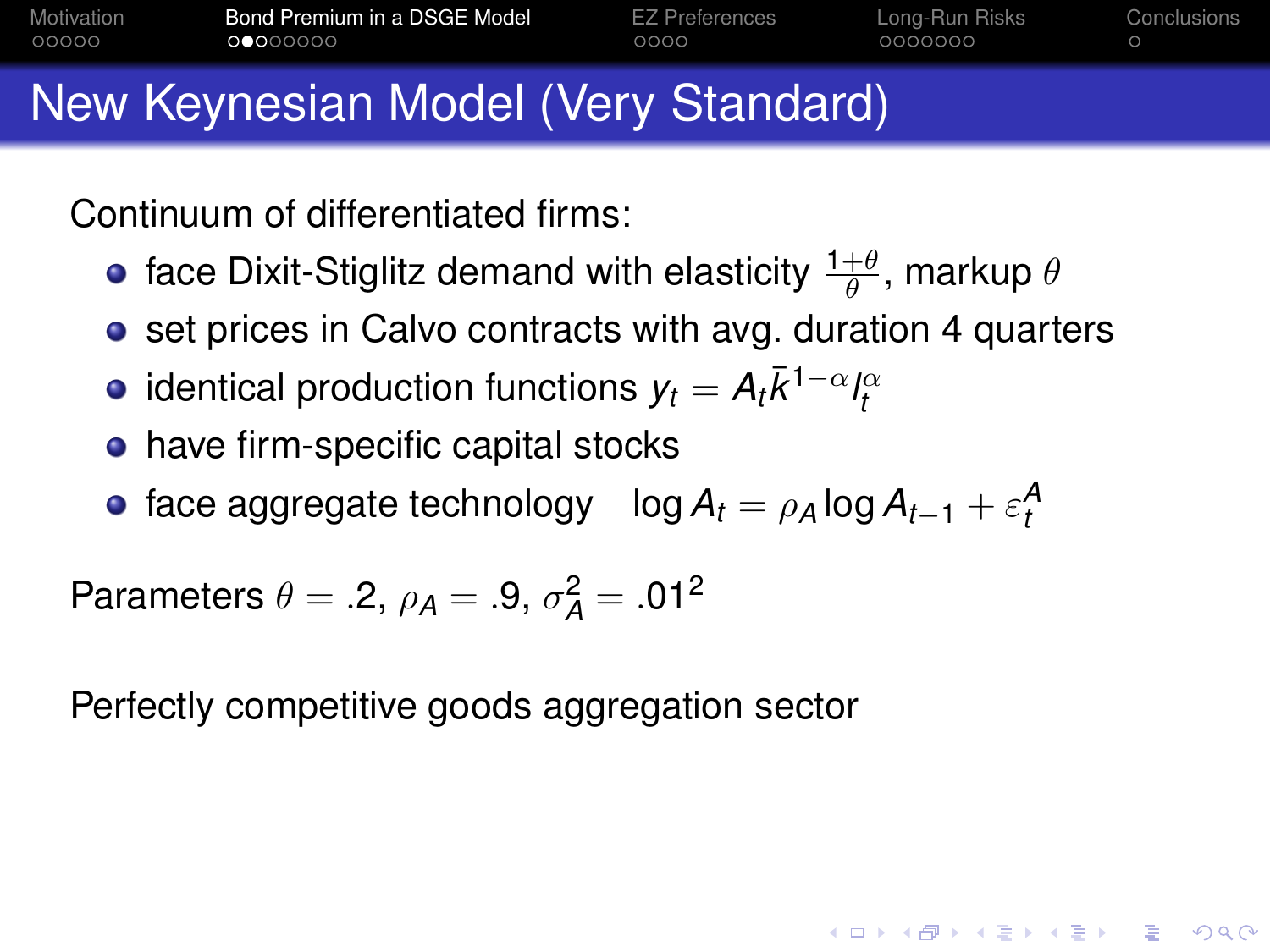# New Keynesian Model (Very Standard)

Continuum of differentiated firms:

- face Dixit-Stiglitz demand with elasticity $\frac{1+\theta}{\theta}$, markup $\theta$
- set prices in Calvo contracts with avg. duration 4 quarters
- identical production functions $y_t = A_t \bar{k}^{1-\alpha} l_t^{\alpha}$
- have firm-specific capital stocks
- face aggregate technology $\log A_t = \rho_A \log A_{t-1} + \varepsilon_t^A$

Parameters $\theta = .2$, $\rho_A = .9$, $\sigma_A^2 = .01^2$

Perfectly competitive goods aggregation sector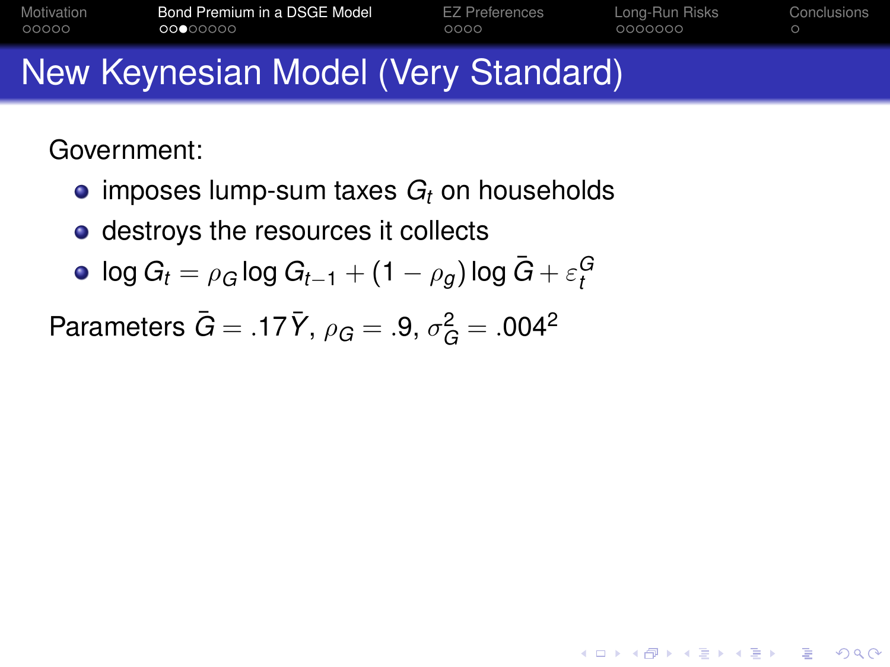# New Keynesian Model (Very Standard)

Government:

- imposes lump-sum taxes $G_t$ on households
- destroys the resources it collects
- $\log G_t = \rho_G \log G_{t-1} + (1 - \rho_g) \log \bar{G} + \varepsilon_t^G$

Parameters $\bar{G} = .17\bar{Y}$, $\rho_G = .9$, $\sigma_G^2 = .004^2$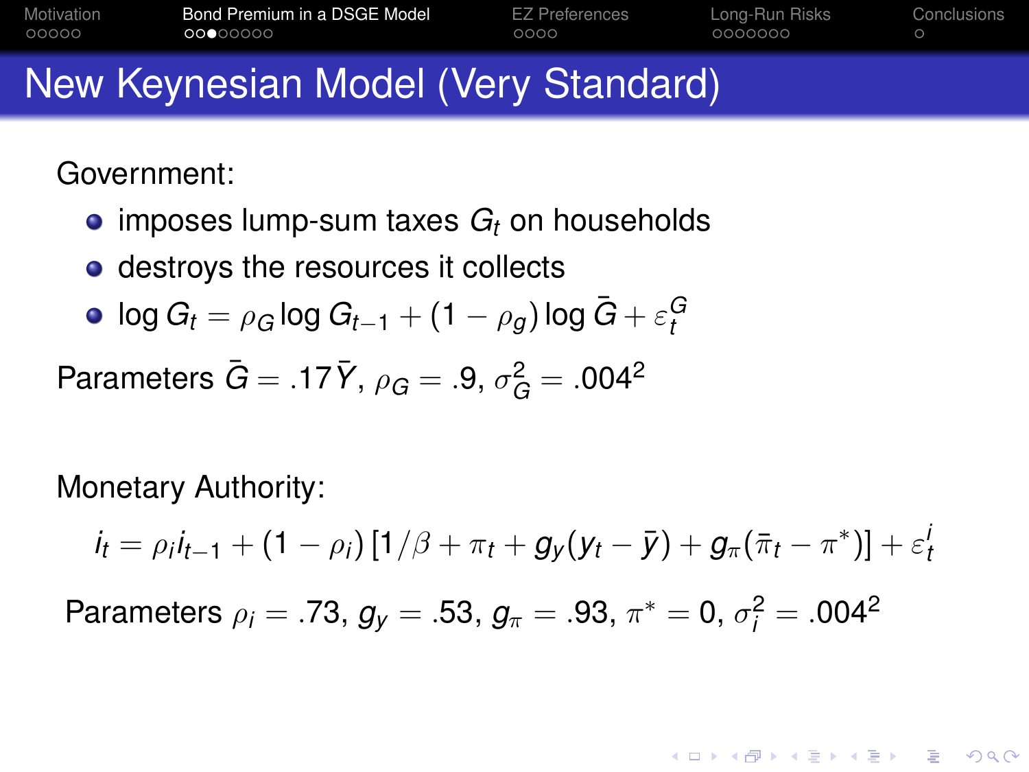# New Keynesian Model (Very Standard)

Government:

- imposes lump-sum taxes $G_t$ on households
- destroys the resources it collects
- $\log G_t = \rho_G \log G_{t-1} + (1 - \rho_g) \log \bar{G} + \varepsilon_t^G$

Parameters $\bar{G} = .17\bar{Y}$, $\rho_G = .9$, $\sigma_G^2 = .004^2$

Monetary Authority:

$$i_t = \rho_i i_{t-1} + (1 - \rho_i) \left[ 1/\beta + \pi_t + g_y (y_t - \bar{y}) + g_\pi (\bar{\pi}_t - \pi^*) \right] + \varepsilon_t^i$$

Parameters $\rho_i = .73$, $g_y = .53$, $g_\pi = .93$, $\pi^* = 0$, $\sigma_i^2 = .004^2$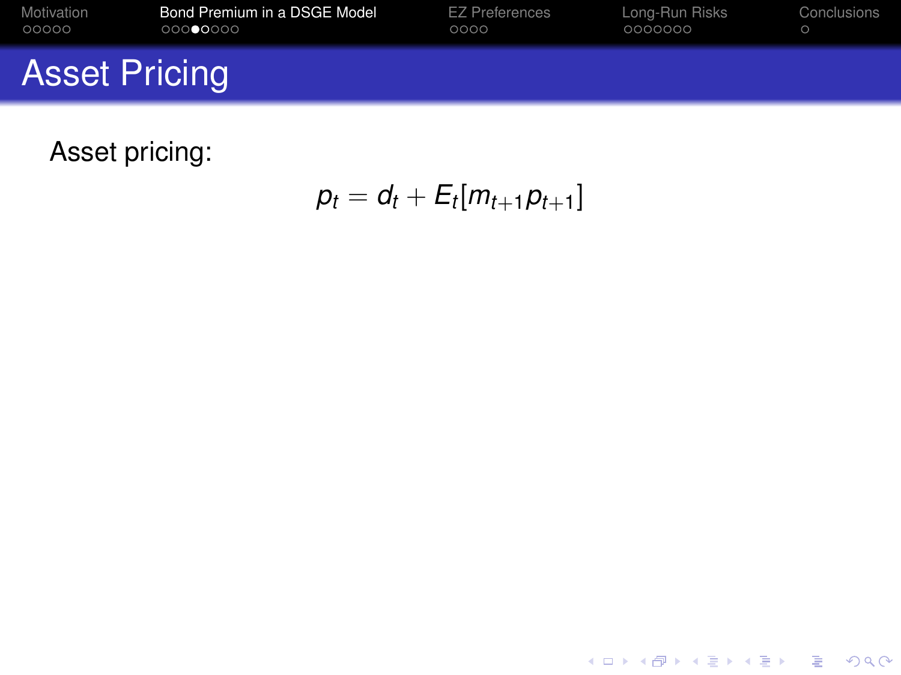# Asset Pricing

Asset pricing:

$$p_t = d_t + E_t[m_{t+1} p_{t+1}]$$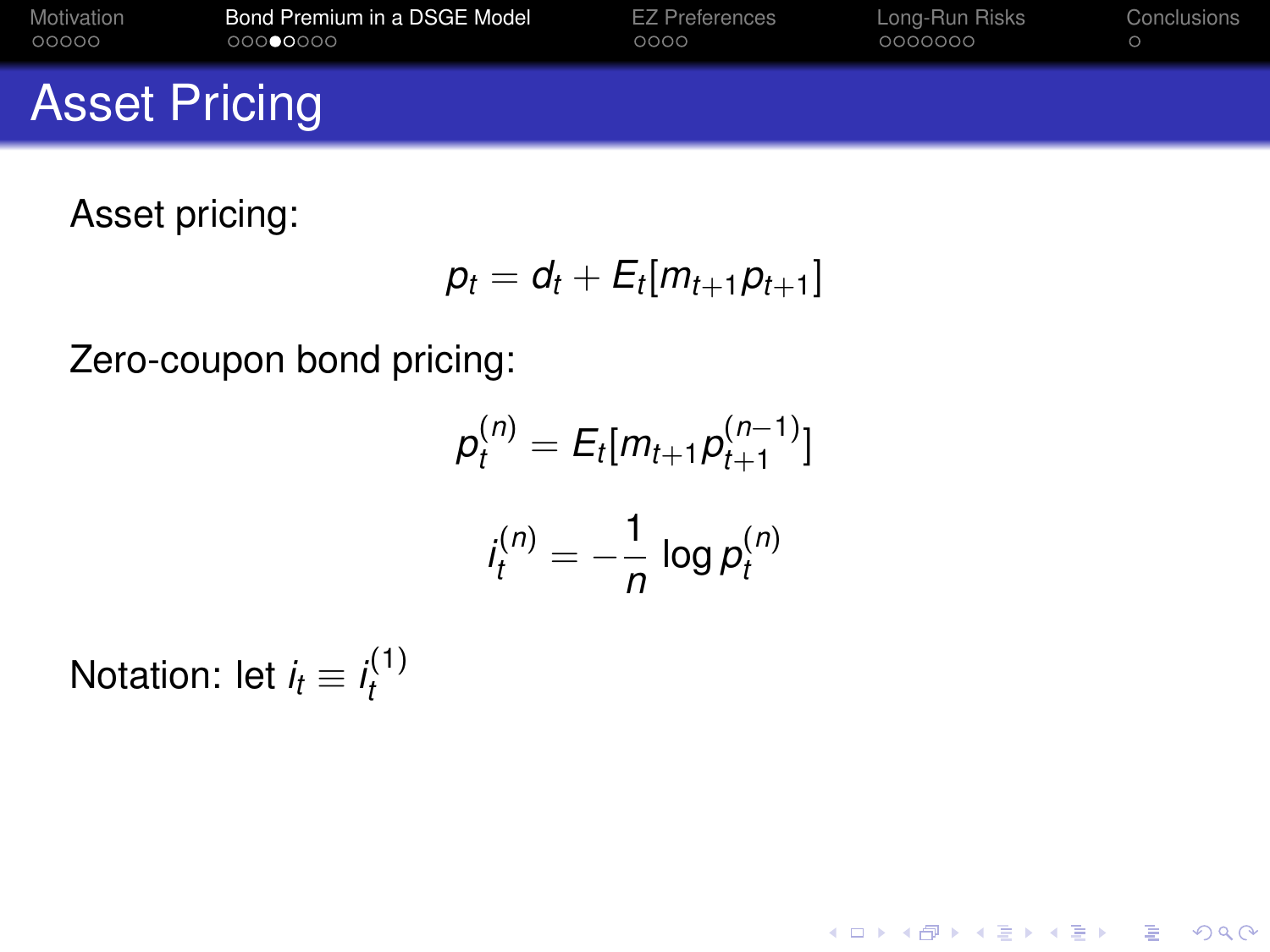# Asset Pricing

Asset pricing:

$$p_t = d_t + E_t[m_{t+1} p_{t+1}]$$

Zero-coupon bond pricing:

$$p_t^{(n)} = E_t[m_{t+1} p_{t+1}^{(n-1)}]$$

$$i_t^{(n)} = -\frac{1}{n} \log p_t^{(n)}$$

Notation: let $i_t \equiv i_t^{(1)}$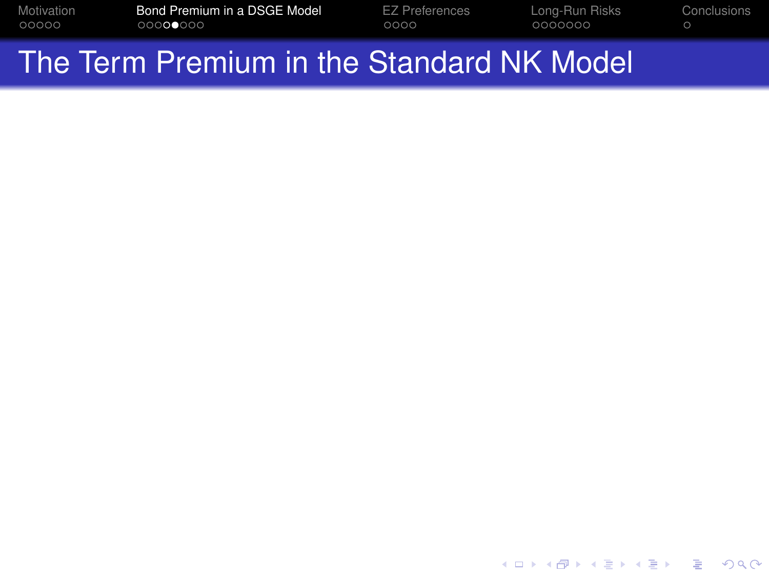# The Term Premium in the Standard NK Model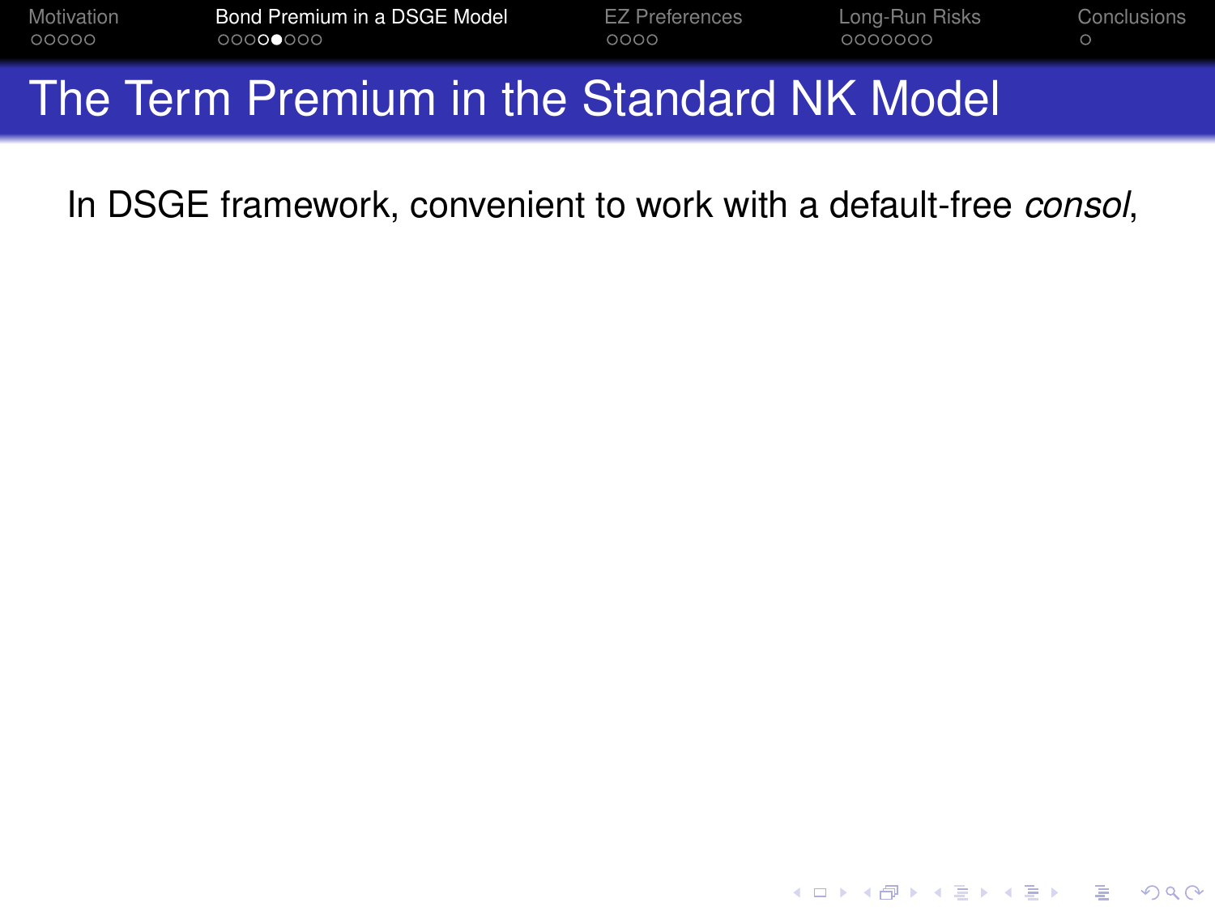# The Term Premium in the Standard NK Model

In DSGE framework, convenient to work with a default-free *consol*,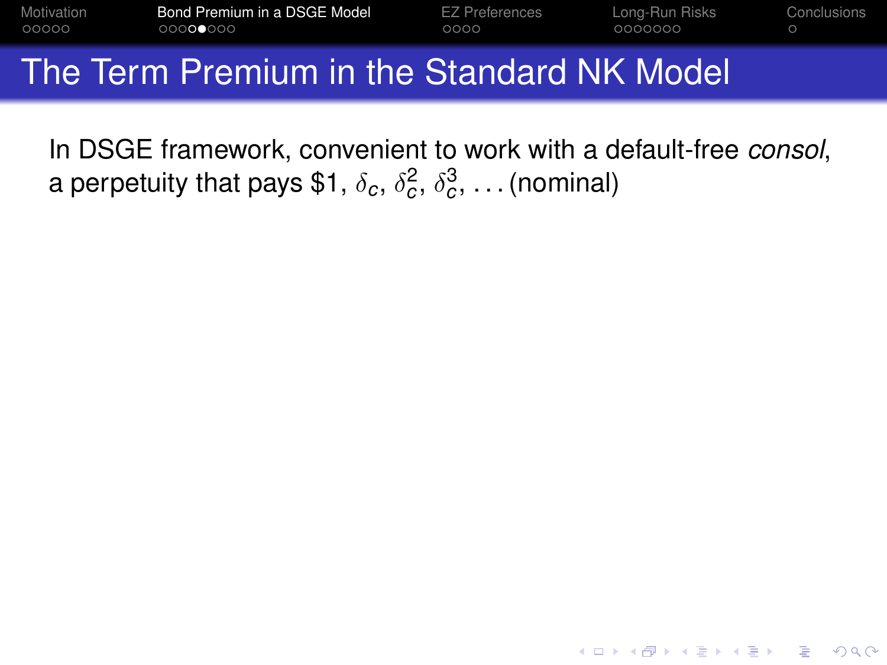# The Term Premium in the Standard NK Model

In DSGE framework, convenient to work with a default-free *consol*, a perpetuity that pays \$1, $\delta_c$, $\delta_c^2$, $\delta_c^3$, $\ldots$ (nominal)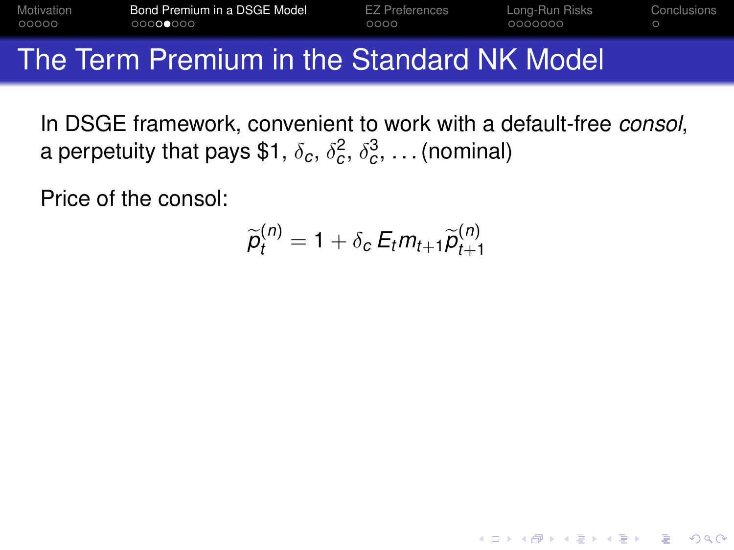# The Term Premium in the Standard NK Model

In DSGE framework, convenient to work with a default-free *consol*, a perpetuity that pays \$1, $\delta_c$, $\delta_c^2$, $\delta_c^3$, ... (nominal)

Price of the consol:

$$\widetilde{p}_t^{(n)} = 1 + \delta_c \, E_t m_{t+1} \widetilde{p}_{t+1}^{(n)}$$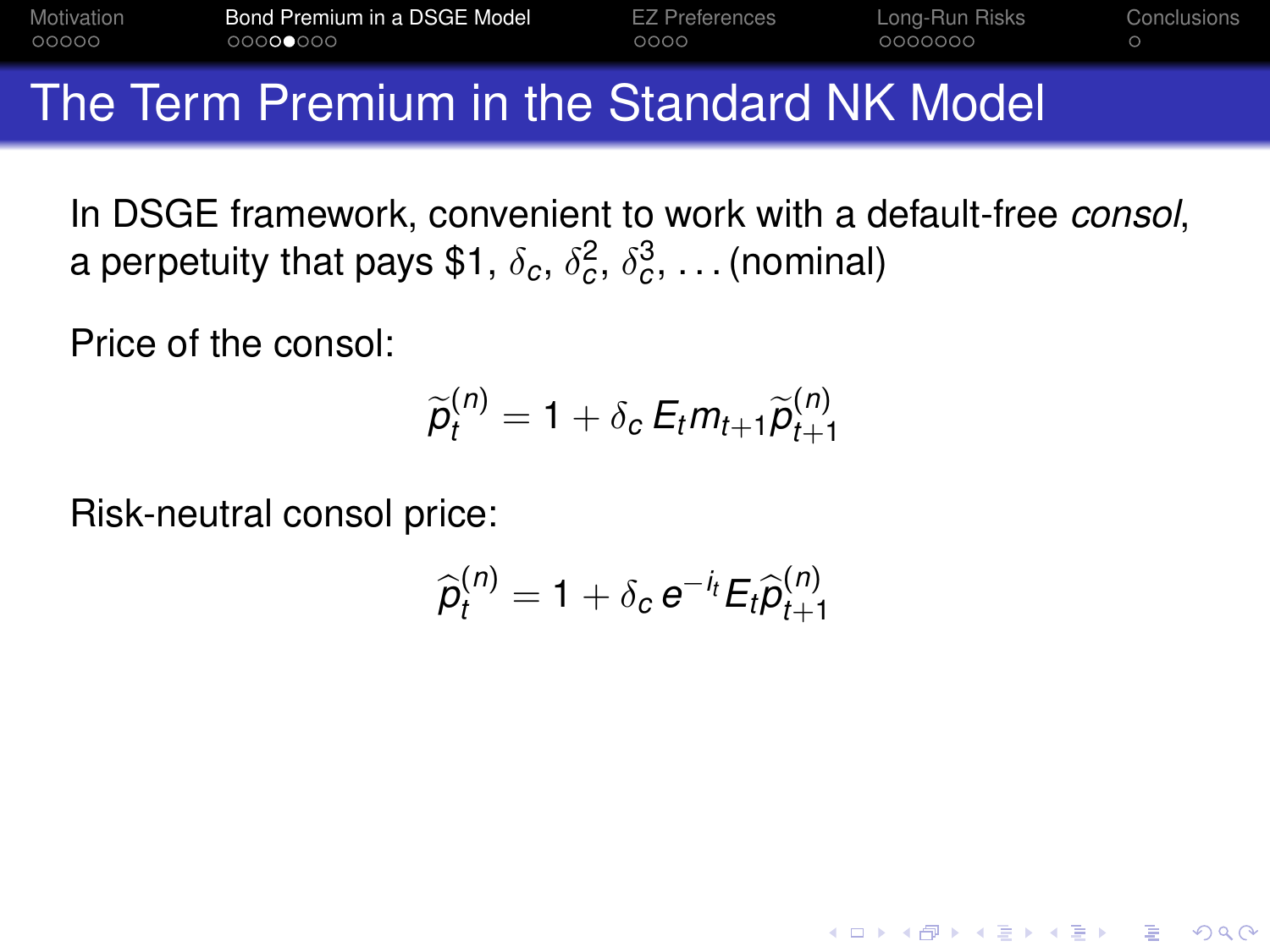# The Term Premium in the Standard NK Model

In DSGE framework, convenient to work with a default-free *consol*, a perpetuity that pays \$1, $\delta_c$, $\delta_c^2$, $\delta_c^3$, ... (nominal)

Price of the consol:

$$\widetilde{p}_t^{(n)} = 1 + \delta_c \, E_t m_{t+1} \widetilde{p}_{t+1}^{(n)}$$

Risk-neutral consol price:

$$\widehat{p}_t^{(n)} = 1 + \delta_c \, e^{-i_t} E_t \widehat{p}_{t+1}^{(n)}$$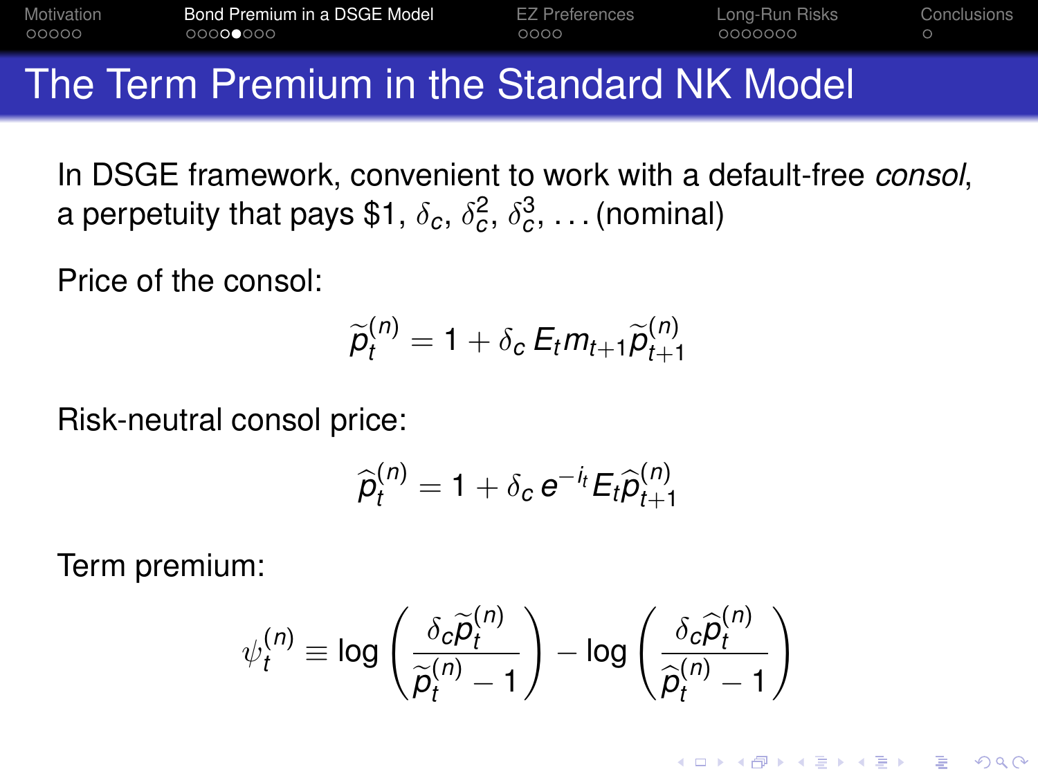# The Term Premium in the Standard NK Model

In DSGE framework, convenient to work with a default-free *consol*, a perpetuity that pays \$1, $\delta_c$, $\delta_c^2$, $\delta_c^3$, ... (nominal)

Price of the consol:

$$\widetilde{p}_t^{(n)} = 1 + \delta_c \, E_t m_{t+1} \widetilde{p}_{t+1}^{(n)}$$

Risk-neutral consol price:

$$\widehat{p}_t^{(n)} = 1 + \delta_c \, e^{-i_t} E_t \widehat{p}_{t+1}^{(n)}$$

Term premium:

$$\psi_t^{(n)} \equiv \log\left(\frac{\delta_c \widetilde{p}_t^{(n)}}{\widetilde{p}_t^{(n)} - 1}\right) - \log\left(\frac{\delta_c \widehat{p}_t^{(n)}}{\widehat{p}_t^{(n)} - 1}\right)$$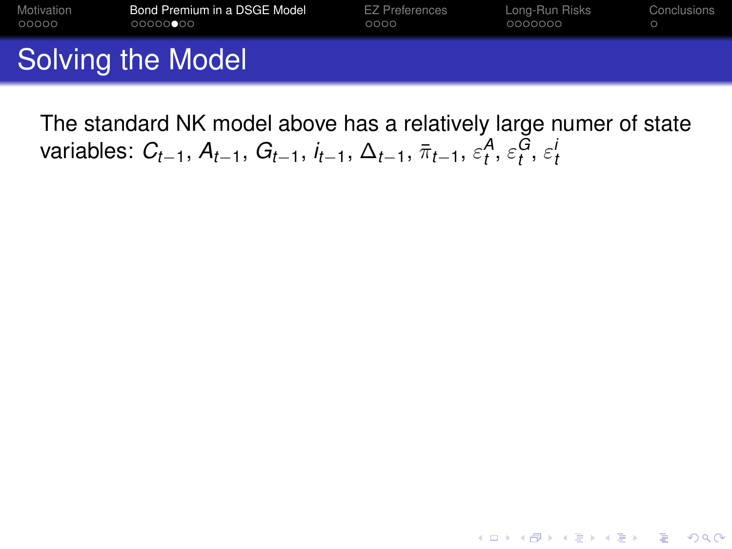# Solving the Model

The standard NK model above has a relatively large numer of state variables: $C_{t-1}$, $A_{t-1}$, $G_{t-1}$, $i_{t-1}$, $\Delta_{t-1}$, $\bar{\pi}_{t-1}$, $\varepsilon_t^A$, $\varepsilon_t^G$, $\varepsilon_t^i$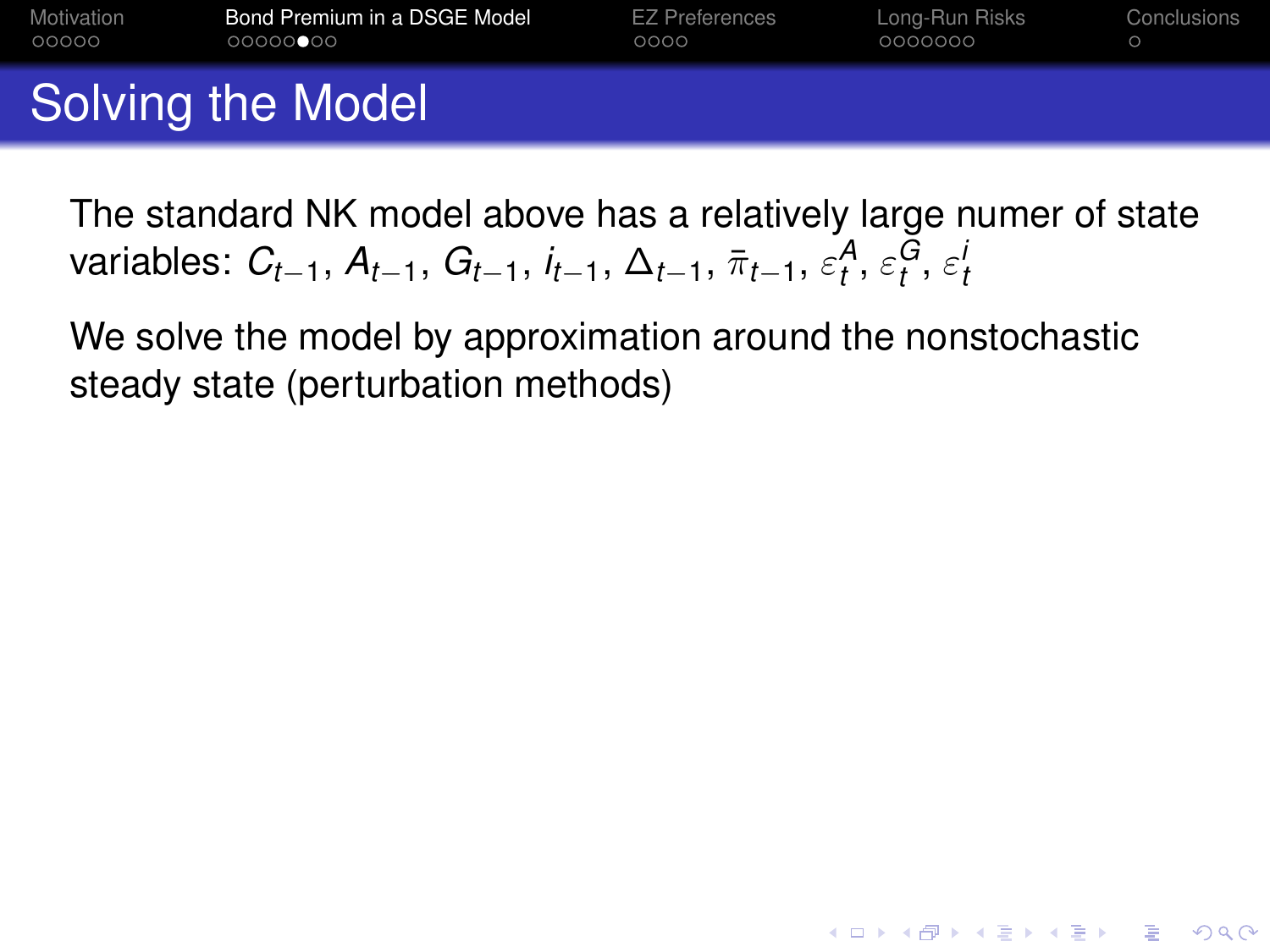# Solving the Model

The standard NK model above has a relatively large numer of state variables: $C_{t-1}$, $A_{t-1}$, $G_{t-1}$, $i_{t-1}$, $\Delta_{t-1}$, $\bar{\pi}_{t-1}$, $\varepsilon_t^A$, $\varepsilon_t^G$, $\varepsilon_t^i$

We solve the model by approximation around the nonstochastic steady state (perturbation methods)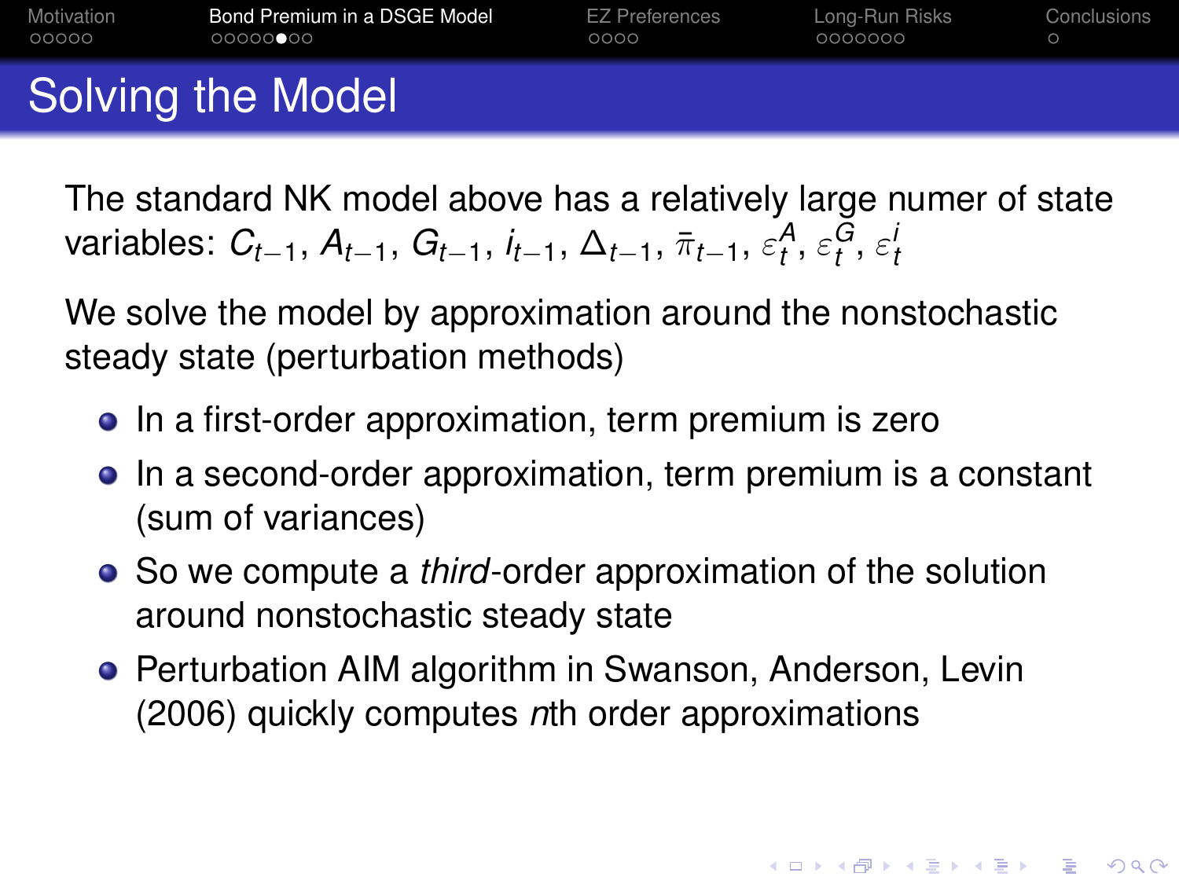# Solving the Model

The standard NK model above has a relatively large numer of state variables: $C_{t-1}$, $A_{t-1}$, $G_{t-1}$, $i_{t-1}$, $\Delta_{t-1}$, $\bar{\pi}_{t-1}$, $\varepsilon_t^A$, $\varepsilon_t^G$, $\varepsilon_t^i$

We solve the model by approximation around the nonstochastic steady state (perturbation methods)

- In a first-order approximation, term premium is zero
- In a second-order approximation, term premium is a constant (sum of variances)
- So we compute a *third*-order approximation of the solution around nonstochastic steady state
- Perturbation AIM algorithm in Swanson, Anderson, Levin (2006) quickly computes *n*th order approximations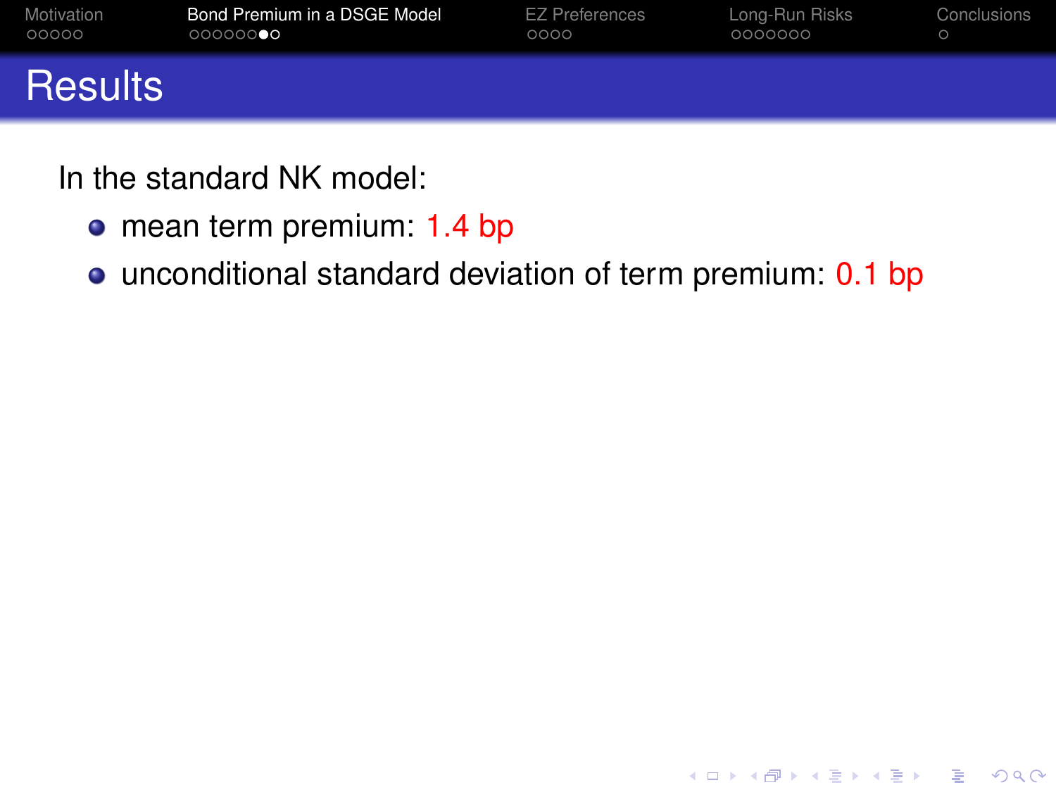# Results

In the standard NK model:

- mean term premium: 1.4 bp
- unconditional standard deviation of term premium: 0.1 bp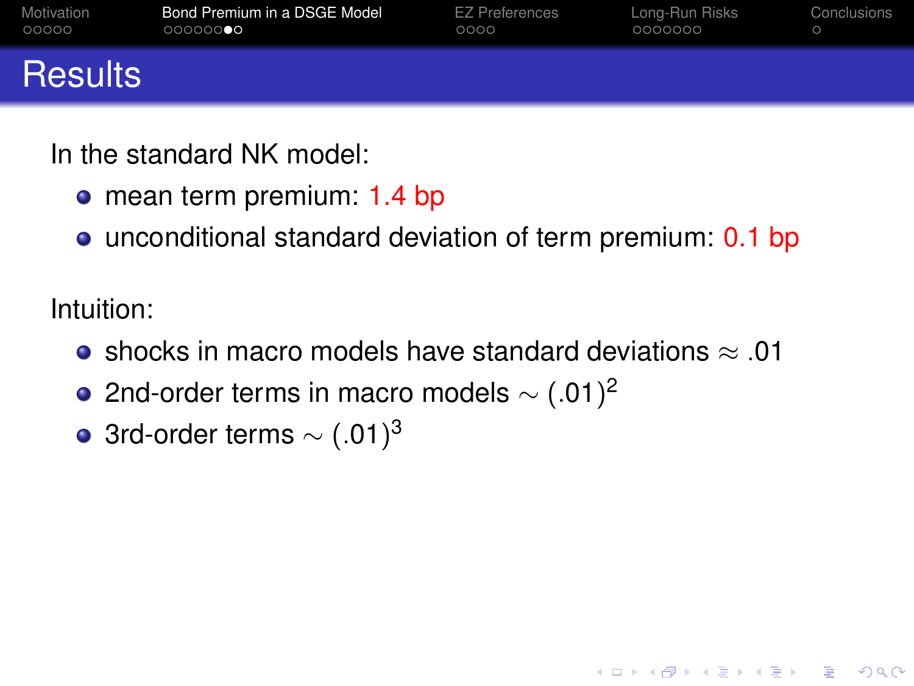# Results

In the standard NK model:

- mean term premium: 1.4 bp
- unconditional standard deviation of term premium: 0.1 bp

Intuition:

- shocks in macro models have standard deviations $\approx .01$
- 2nd-order terms in macro models $\sim (.01)^2$
- 3rd-order terms $\sim (.01)^3$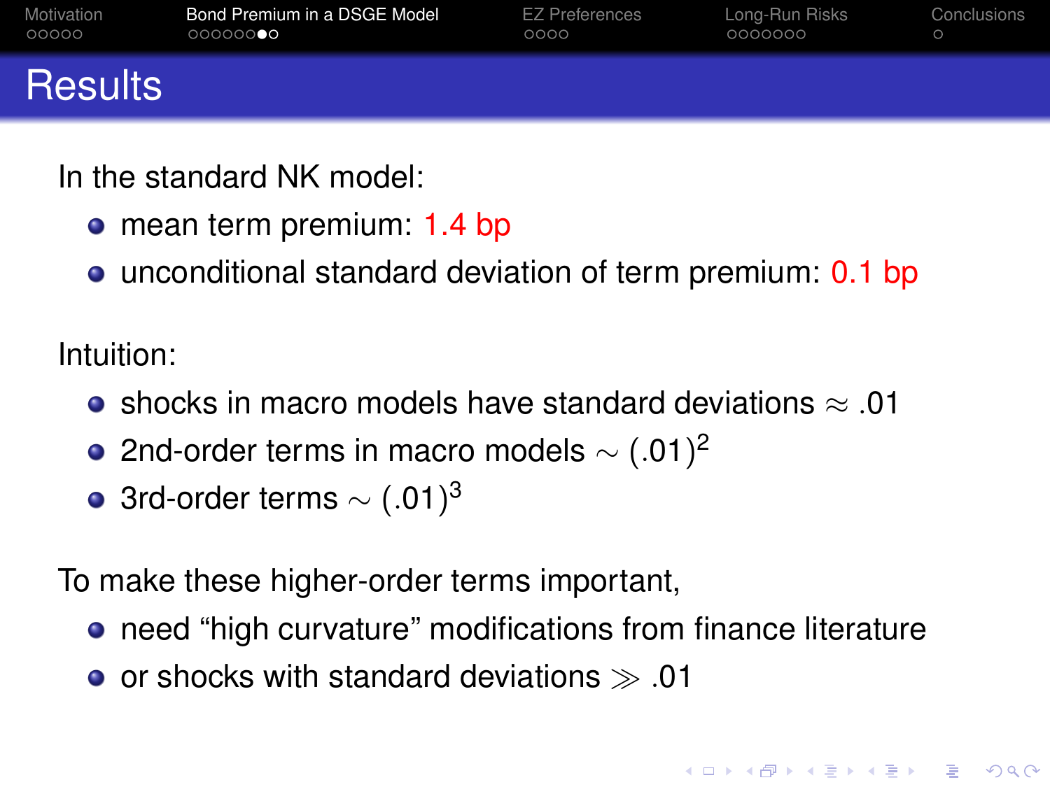# Results

In the standard NK model:

- mean term premium: 1.4 bp
- unconditional standard deviation of term premium: 0.1 bp

Intuition:

- shocks in macro models have standard deviations $\approx .01$
- 2nd-order terms in macro models $\sim (.01)^2$
- 3rd-order terms $\sim (.01)^3$

To make these higher-order terms important,

- need "high curvature" modifications from finance literature
- or shocks with standard deviations $\gg .01$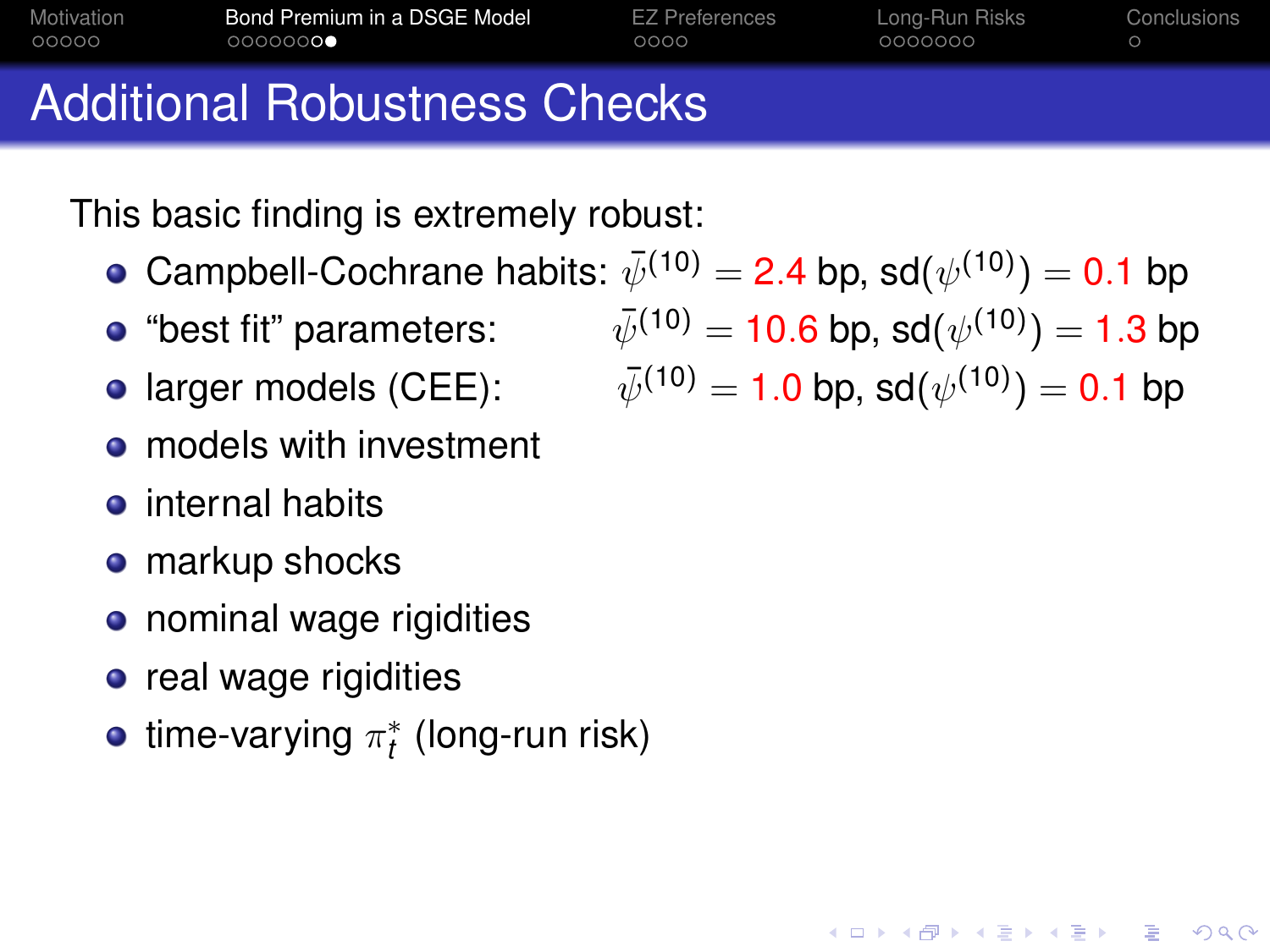# Additional Robustness Checks

This basic finding is extremely robust:

- Campbell-Cochrane habits: $\bar{\psi}^{(10)} = 2.4$ bp, sd$(\psi^{(10)}) = 0.1$ bp
- "best fit" parameters: $\bar{\psi}^{(10)} = 10.6$ bp, sd$(\psi^{(10)}) = 1.3$ bp
- larger models (CEE): $\bar{\psi}^{(10)} = 1.0$ bp, sd$(\psi^{(10)}) = 0.1$ bp
- models with investment
- internal habits
- markup shocks
- nominal wage rigidities
- real wage rigidities
- time-varying $\pi^*_t$ (long-run risk)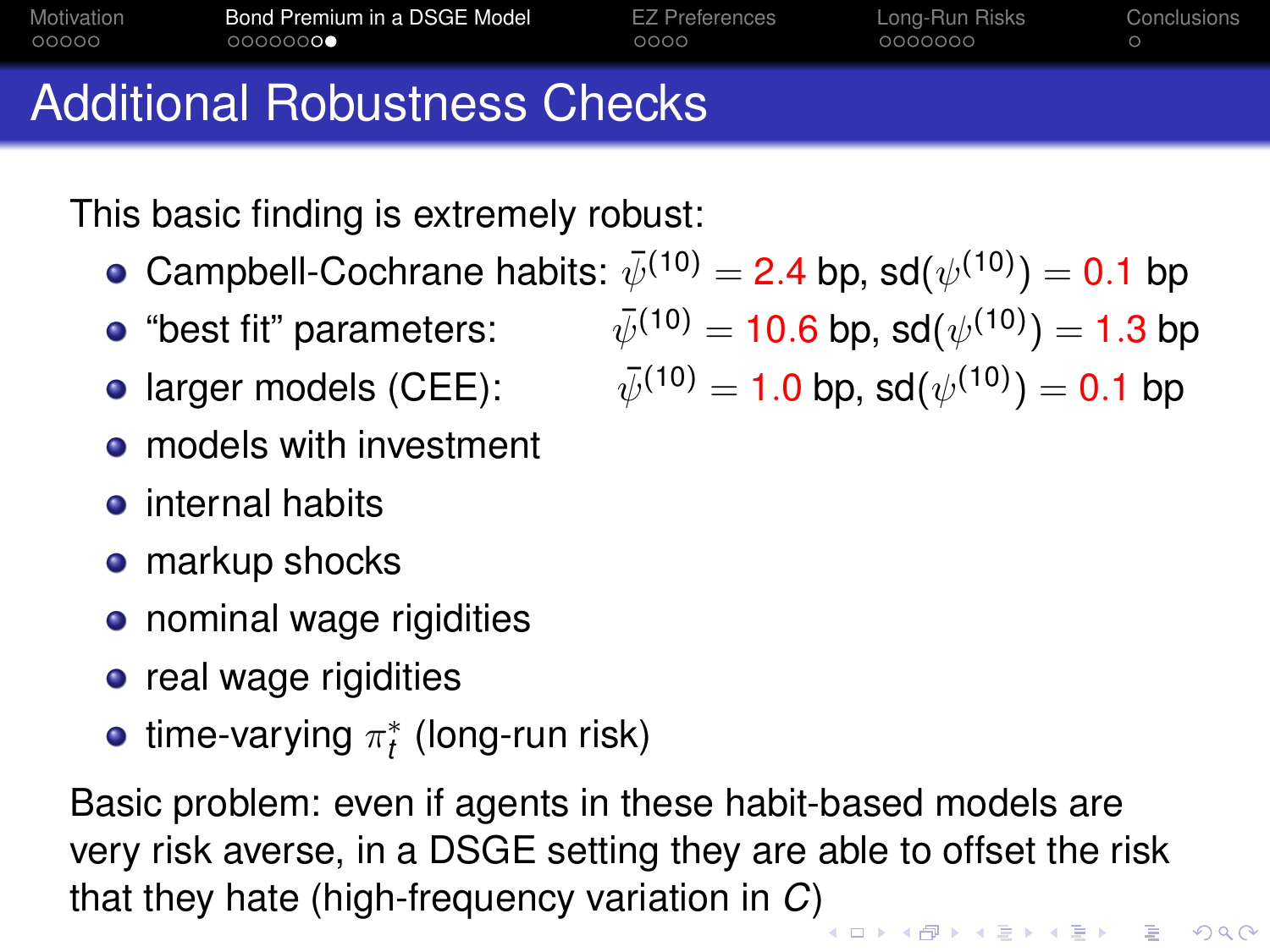# Additional Robustness Checks

This basic finding is extremely robust:

- Campbell-Cochrane habits: $\bar{\psi}^{(10)} = 2.4$ bp, sd$(\psi^{(10)}) = 0.1$ bp
- "best fit" parameters: $\bar{\psi}^{(10)} = 10.6$ bp, sd$(\psi^{(10)}) = 1.3$ bp
- larger models (CEE): $\bar{\psi}^{(10)} = 1.0$ bp, sd$(\psi^{(10)}) = 0.1$ bp
- models with investment
- internal habits
- markup shocks
- nominal wage rigidities
- real wage rigidities
- time-varying $\pi^*_t$ (long-run risk)

Basic problem: even if agents in these habit-based models are very risk averse, in a DSGE setting they are able to offset the risk that they hate (high-frequency variation in $C$)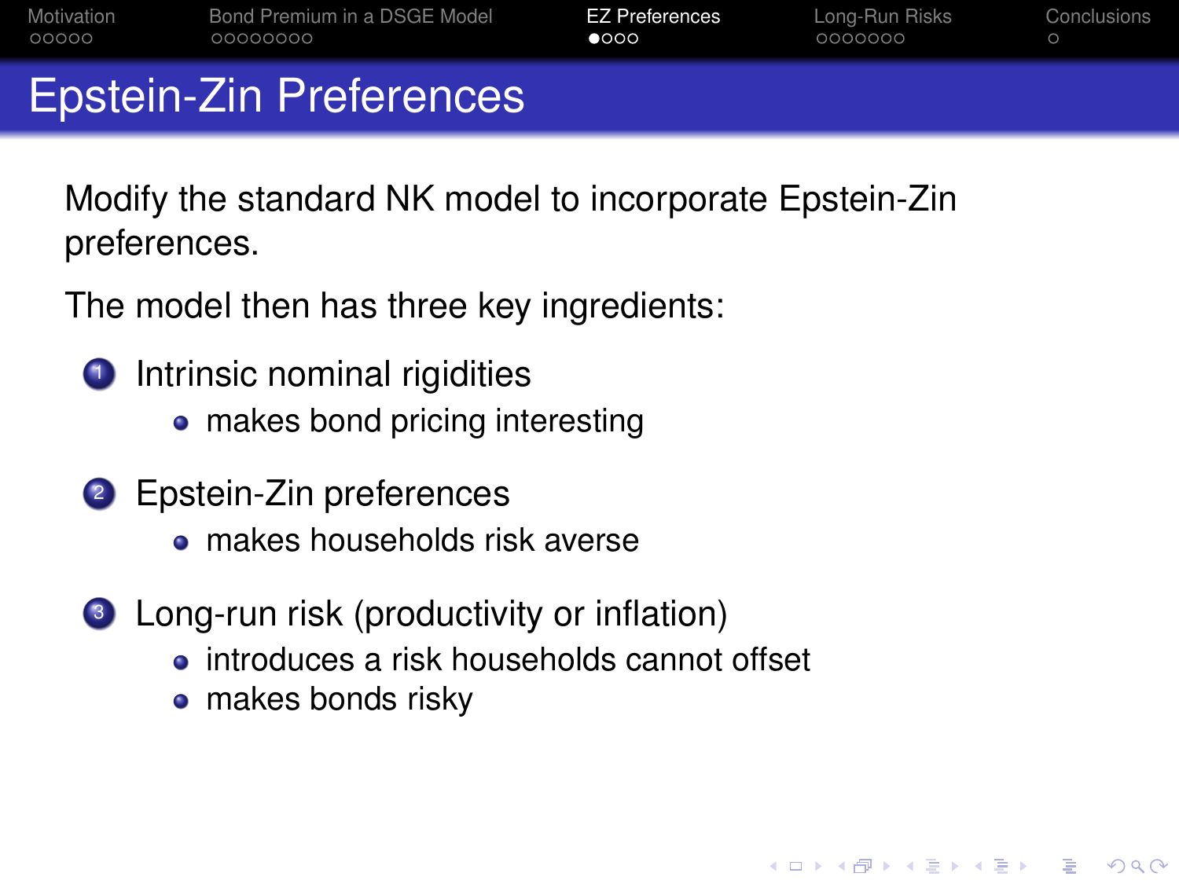# Epstein-Zin Preferences

Modify the standard NK model to incorporate Epstein-Zin preferences.

The model then has three key ingredients:

1. Intrinsic nominal rigidities
   - makes bond pricing interesting
2. Epstein-Zin preferences
   - makes households risk averse
3. Long-run risk (productivity or inflation)
   - introduces a risk households cannot offset
   - makes bonds risky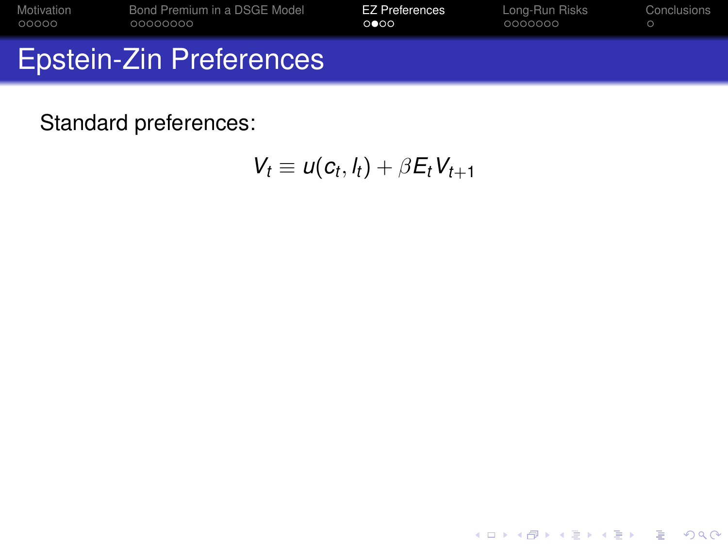# Epstein-Zin Preferences

Standard preferences:

$$V_t \equiv u(c_t, l_t) + \beta E_t V_{t+1}$$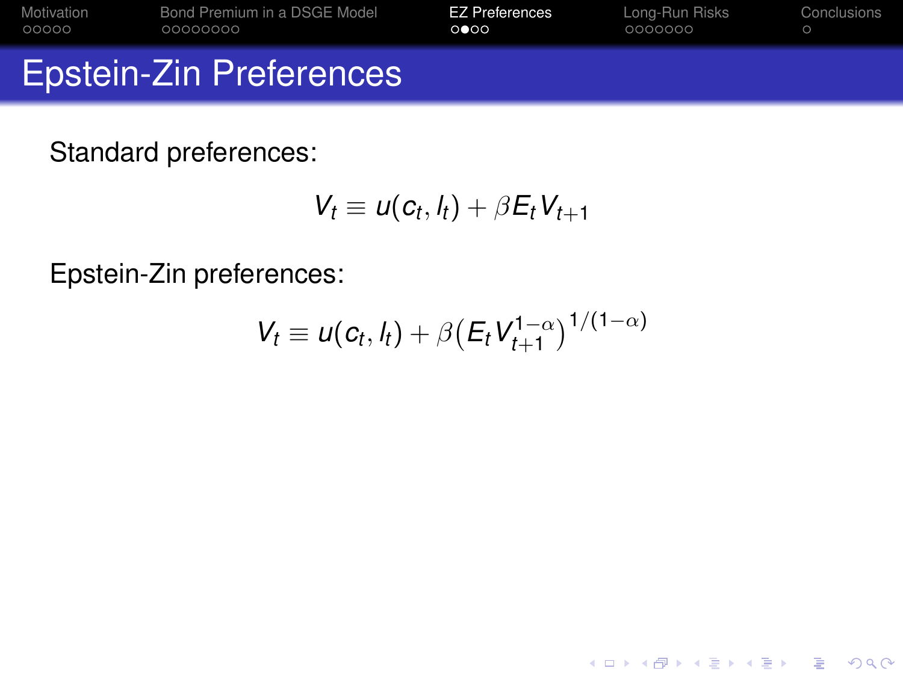# Epstein-Zin Preferences

Standard preferences:

$$V_t \equiv u(c_t, l_t) + \beta E_t V_{t+1}$$

Epstein-Zin preferences:

$$V_t \equiv u(c_t, l_t) + \beta \big( E_t V_{t+1}^{1-\alpha} \big)^{1/(1-\alpha)}$$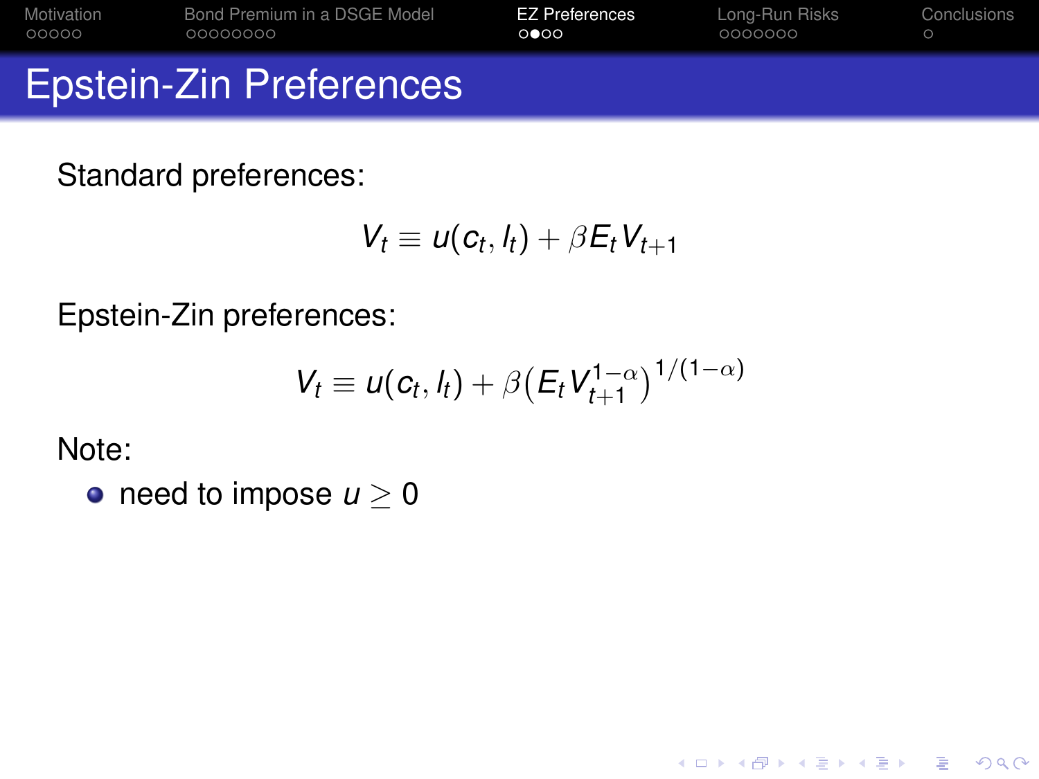# Epstein-Zin Preferences

Standard preferences:

$$V_t \equiv u(c_t, l_t) + \beta E_t V_{t+1}$$

Epstein-Zin preferences:

$$V_t \equiv u(c_t, l_t) + \beta \left( E_t V_{t+1}^{1-\alpha} \right)^{1/(1-\alpha)}$$

Note:

- need to impose $u \geq 0$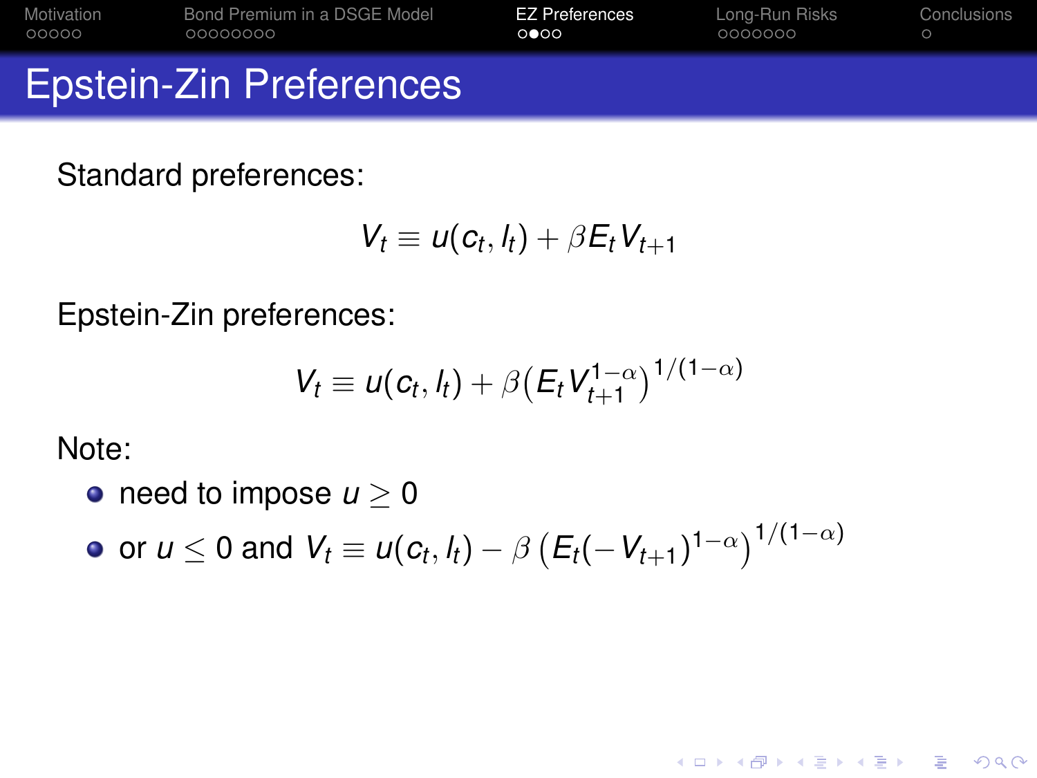# Epstein-Zin Preferences

Standard preferences:

$$V_t \equiv u(c_t, l_t) + \beta E_t V_{t+1}$$

Epstein-Zin preferences:

$$V_t \equiv u(c_t, l_t) + \beta \big( E_t V_{t+1}^{1-\alpha} \big)^{1/(1-\alpha)}$$

Note:

- need to impose $u \geq 0$
- or $u \leq 0$ and $V_t \equiv u(c_t, l_t) - \beta \left( E_t (-V_{t+1})^{1-\alpha} \right)^{1/(1-\alpha)}$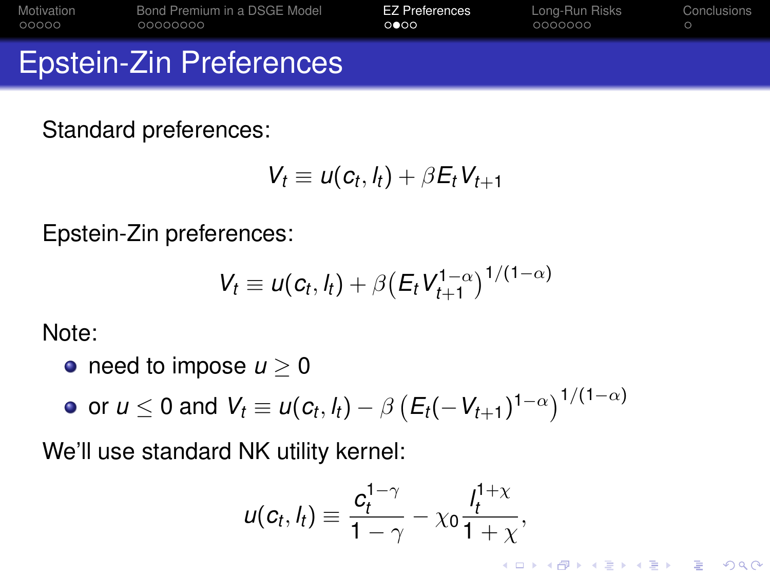# Epstein-Zin Preferences

Standard preferences:

$$V_t \equiv u(c_t, l_t) + \beta E_t V_{t+1}$$

Epstein-Zin preferences:

$$V_t \equiv u(c_t, l_t) + \beta \big( E_t V_{t+1}^{1-\alpha} \big)^{1/(1-\alpha)}$$

Note:

- need to impose $u \geq 0$
- or $u \leq 0$ and $V_t \equiv u(c_t, l_t) - \beta \left( E_t (-V_{t+1})^{1-\alpha} \right)^{1/(1-\alpha)}$

We'll use standard NK utility kernel:

$$u(c_t, l_t) \equiv \frac{c_t^{1-\gamma}}{1-\gamma} - \chi_0 \frac{l_t^{1+\chi}}{1+\chi},$$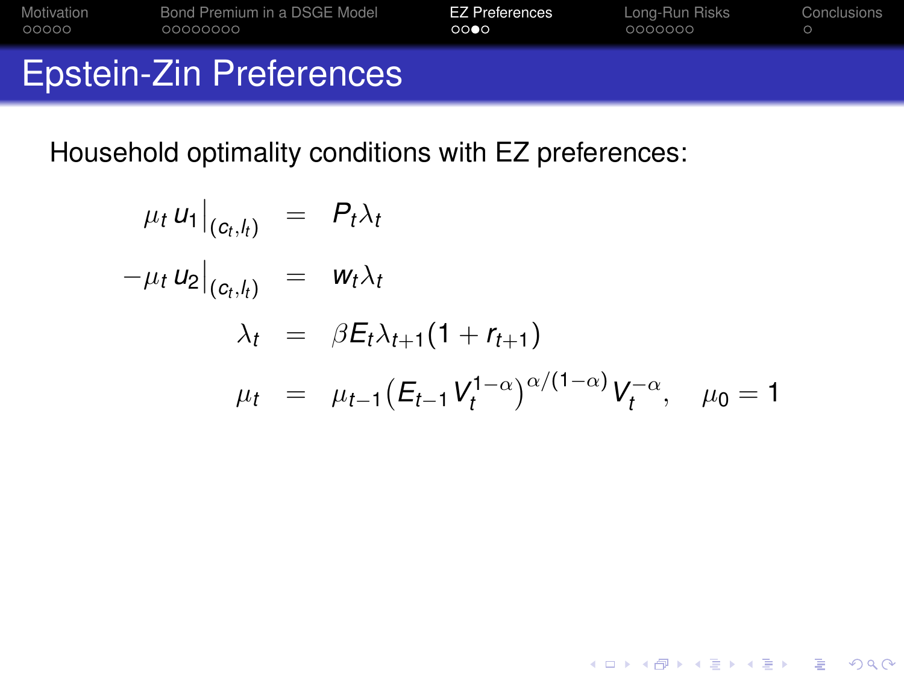# Epstein-Zin Preferences

Household optimality conditions with EZ preferences:

$$
\begin{aligned}
\mu_t \, u_1\big|_{(c_t, l_t)} &= P_t \lambda_t \\
-\mu_t \, u_2\big|_{(c_t, l_t)} &= w_t \lambda_t \\
\lambda_t &= \beta E_t \lambda_{t+1} (1 + r_{t+1}) \\
\mu_t &= \mu_{t-1} \big( E_{t-1} V_t^{1-\alpha} \big)^{\alpha/(1-\alpha)} V_t^{-\alpha}, \quad \mu_0 = 1
\end{aligned}
$$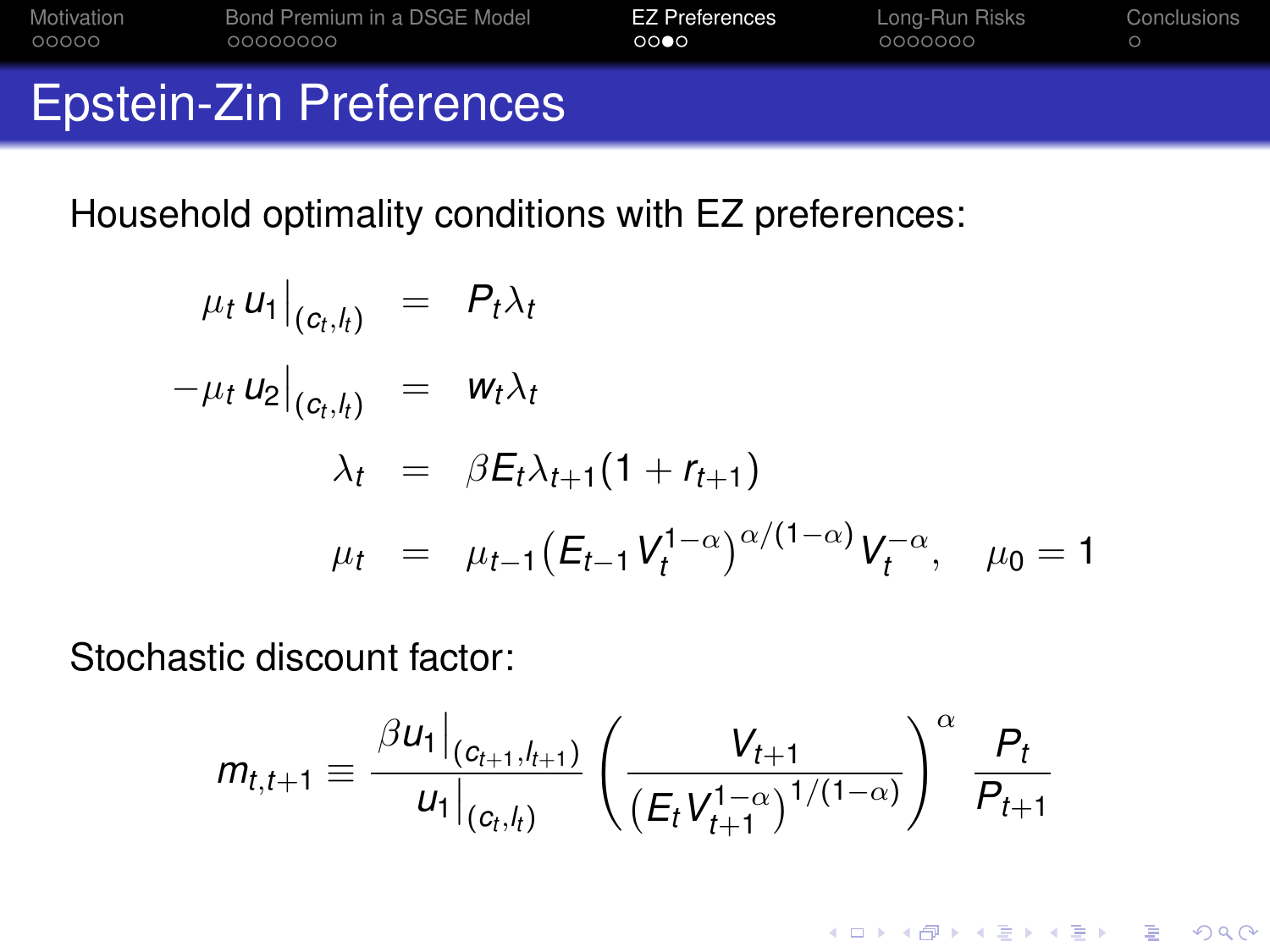# Epstein-Zin Preferences

Household optimality conditions with EZ preferences:

$$
\begin{aligned}
\mu_t \, u_1\big|_{(c_t, l_t)} &= P_t \lambda_t \\
-\mu_t \, u_2\big|_{(c_t, l_t)} &= w_t \lambda_t \\
\lambda_t &= \beta E_t \lambda_{t+1}(1 + r_{t+1}) \\
\mu_t &= \mu_{t-1} \left( E_{t-1} V_t^{1-\alpha} \right)^{\alpha/(1-\alpha)} V_t^{-\alpha}, \quad \mu_0 = 1
\end{aligned}
$$

Stochastic discount factor:

$$
m_{t,t+1} \equiv \frac{\beta u_1\big|_{(c_{t+1}, l_{t+1})}}{u_1\big|_{(c_t, l_t)}} \left( \frac{V_{t+1}}{\left( E_t V_{t+1}^{1-\alpha} \right)^{1/(1-\alpha)}} \right)^{\alpha} \frac{P_t}{P_{t+1}}
$$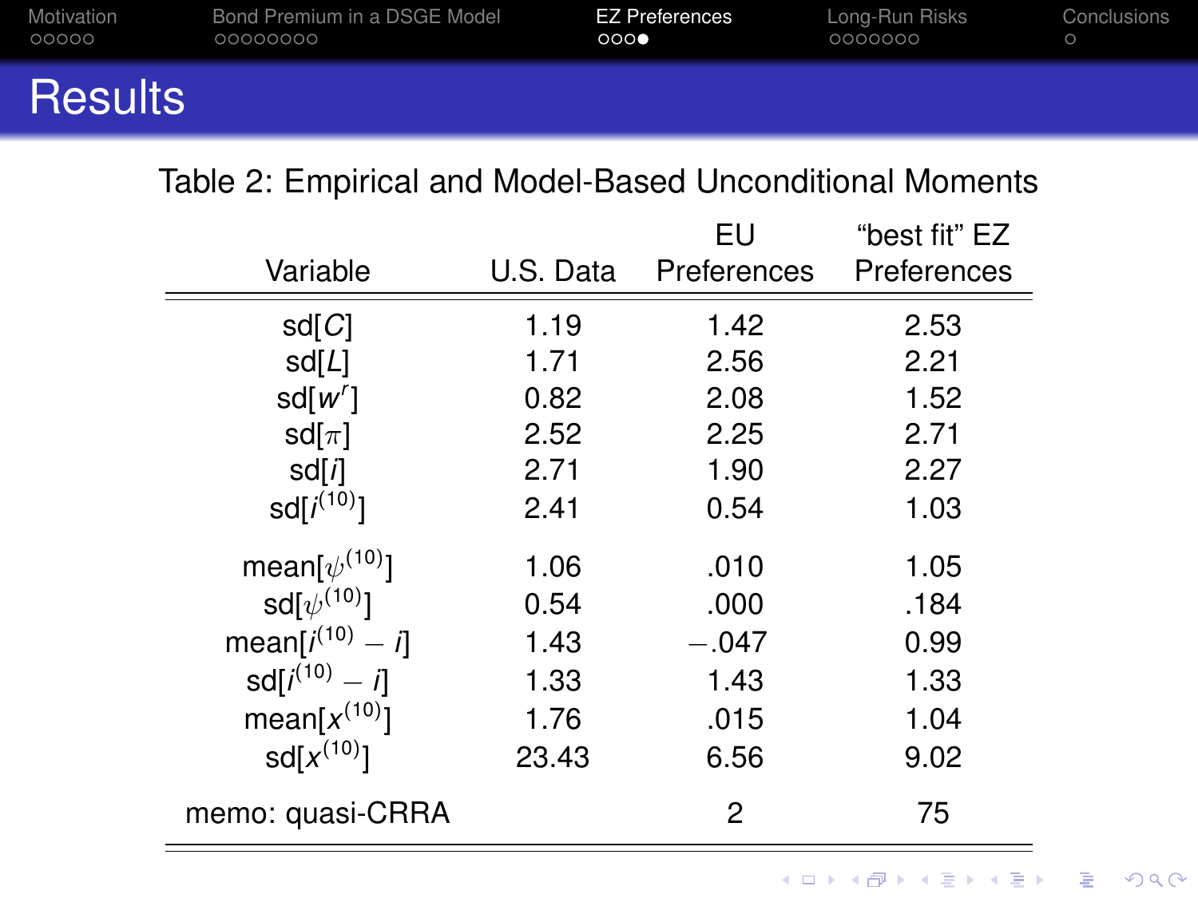# Results

Table 2: Empirical and Model-Based Unconditional Moments

| Variable | U.S. Data | EU Preferences | "best fit" EZ Preferences |
|---|---|---|---|
| sd[$C$] | 1.19 | 1.42 | 2.53 |
| sd[$L$] | 1.71 | 2.56 | 2.21 |
| sd[$w^r$] | 0.82 | 2.08 | 1.52 |
| sd[$\pi$] | 2.52 | 2.25 | 2.71 |
| sd[$i$] | 2.71 | 1.90 | 2.27 |
| sd[$i^{(10)}$] | 2.41 | 0.54 | 1.03 |
| mean[$\psi^{(10)}$] | 1.06 | .010 | 1.05 |
| sd[$\psi^{(10)}$] | 0.54 | .000 | .184 |
| mean[$i^{(10)} - i$] | 1.43 | $-.047$ | 0.99 |
| sd[$i^{(10)} - i$] | 1.33 | 1.43 | 1.33 |
| mean[$x^{(10)}$] | 1.76 | .015 | 1.04 |
| sd[$x^{(10)}$] | 23.43 | 6.56 | 9.02 |
| memo: quasi-CRRA | | 2 | 75 |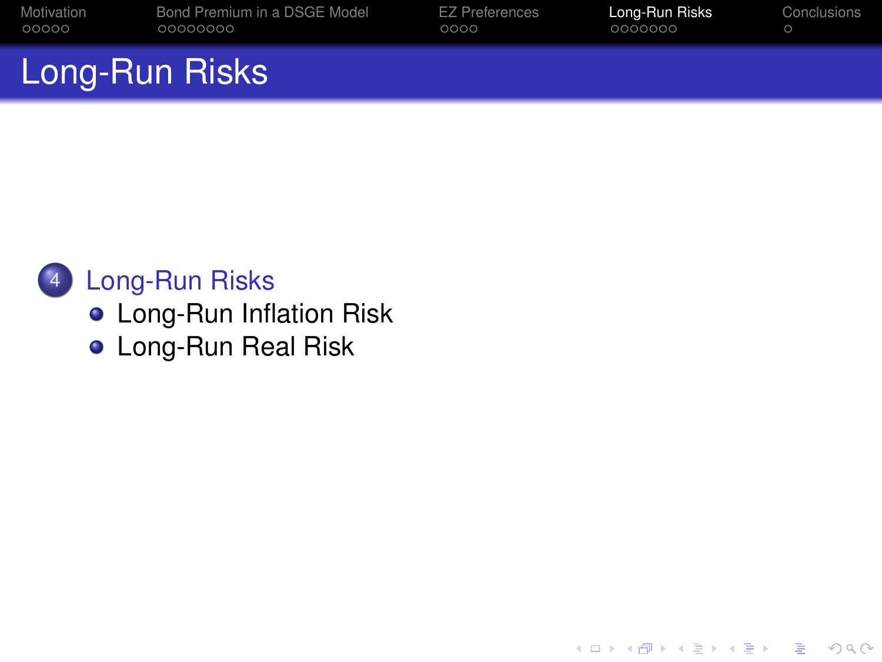# Long-Run Risks

4. Long-Run Risks
   - Long-Run Inflation Risk
   - Long-Run Real Risk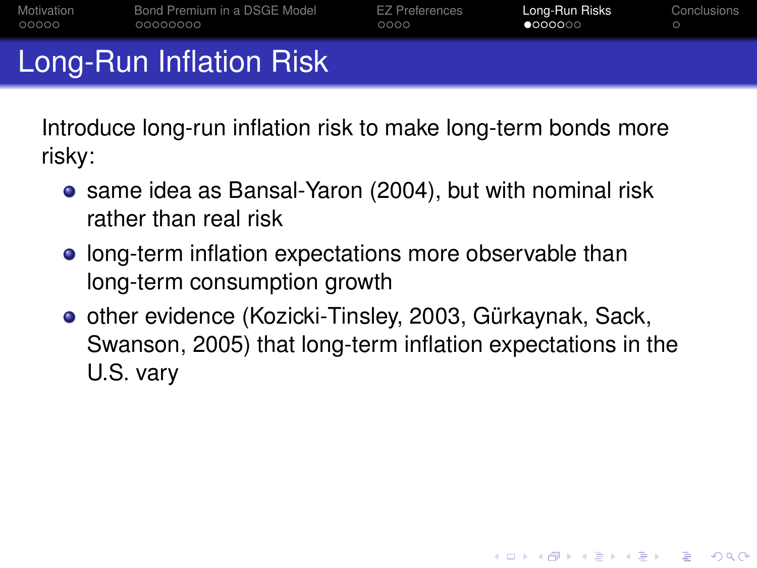# Long-Run Inflation Risk

Introduce long-run inflation risk to make long-term bonds more risky:

- same idea as Bansal-Yaron (2004), but with nominal risk rather than real risk
- long-term inflation expectations more observable than long-term consumption growth
- other evidence (Kozicki-Tinsley, 2003, Gürkaynak, Sack, Swanson, 2005) that long-term inflation expectations in the U.S. vary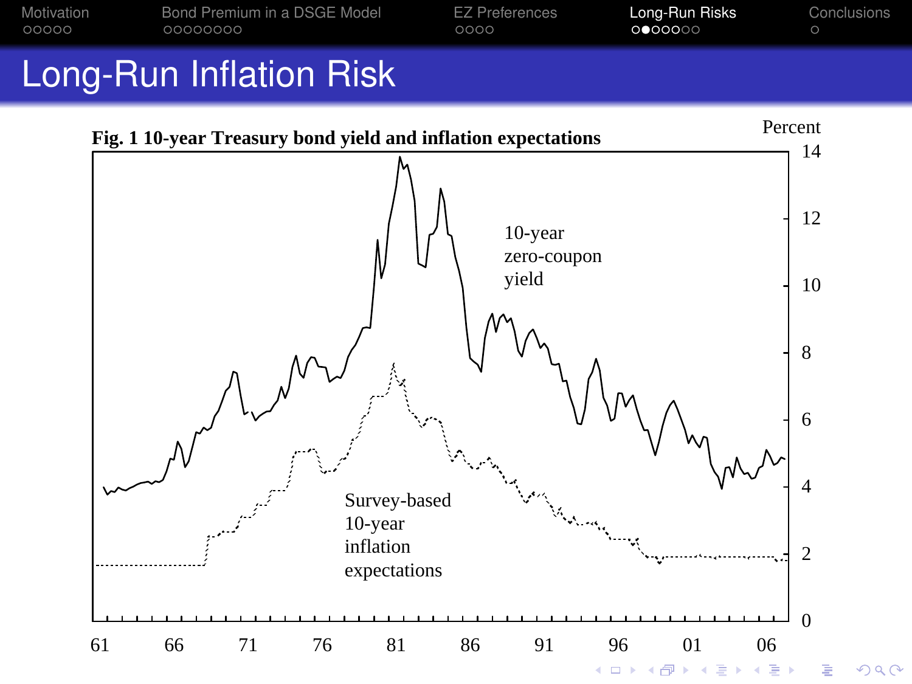# Long-Run Inflation Risk

**Fig. 1 10-year Treasury bond yield and inflation expectations**

Percent

14

12

10

8

6

4

2

0

61 66 71 76 81 86 91 96 01 06

10-year zero-coupon yield

Survey-based 10-year inflation expectations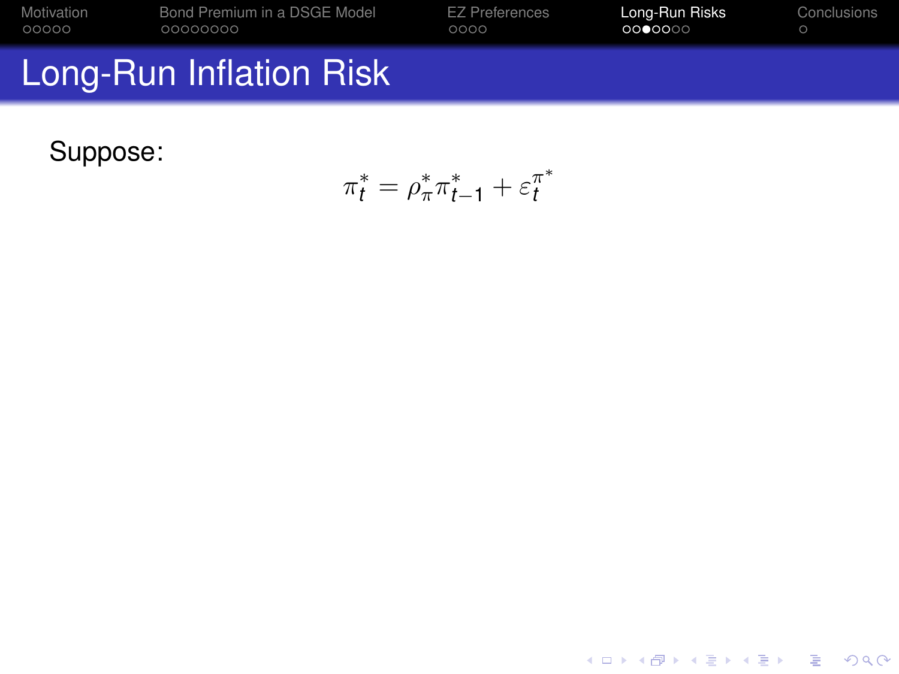# Long-Run Inflation Risk

Suppose:

$$\pi_t^* = \rho_\pi^* \pi_{t-1}^* + \varepsilon_t^{\pi^*}$$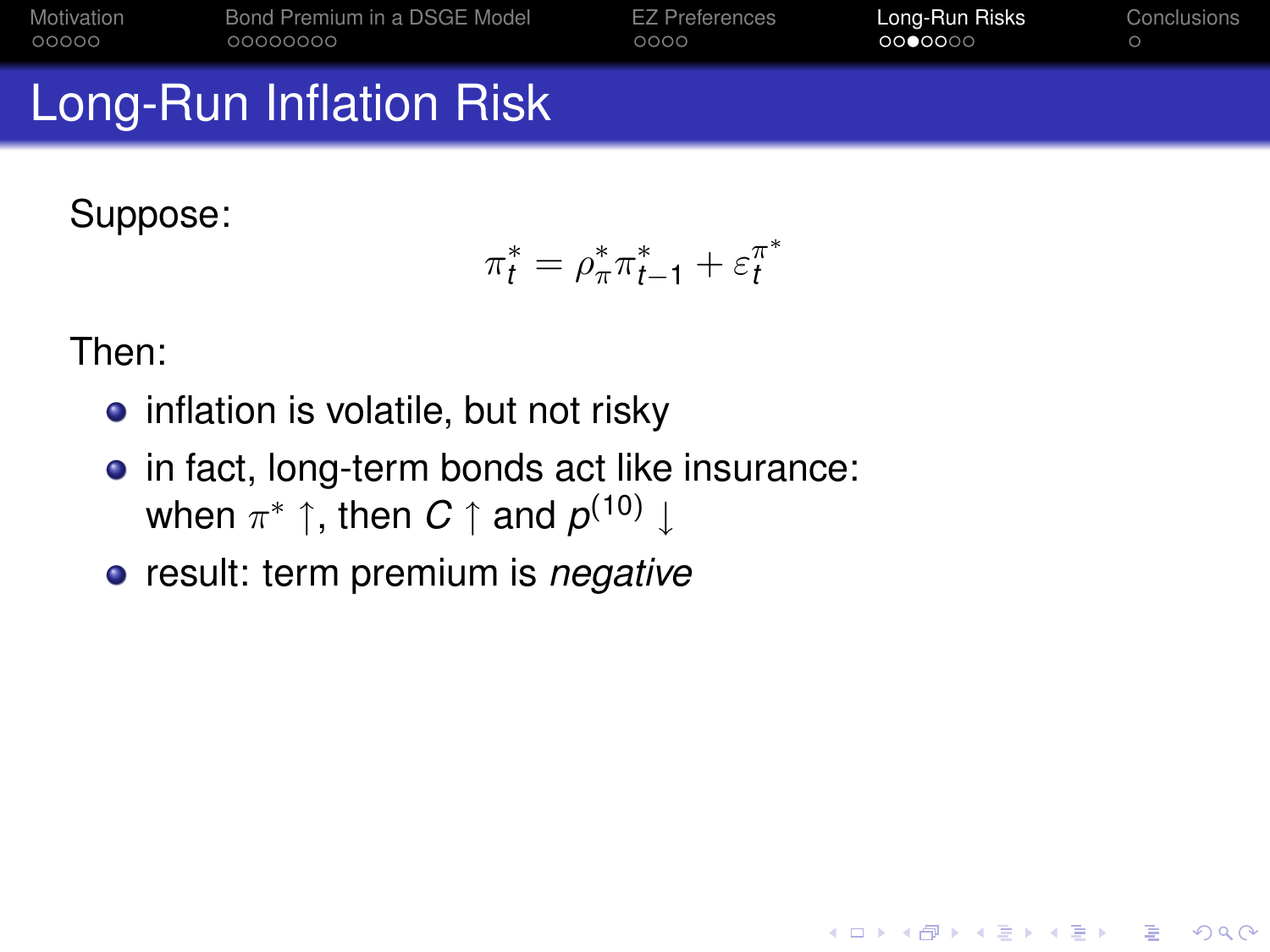# Long-Run Inflation Risk

Suppose:

$$\pi_t^* = \rho_\pi^* \pi_{t-1}^* + \varepsilon_t^{\pi^*}$$

Then:

- inflation is volatile, but not risky
- in fact, long-term bonds act like insurance: when $\pi^* \uparrow$, then $C \uparrow$ and $p^{(10)} \downarrow$
- result: term premium is *negative*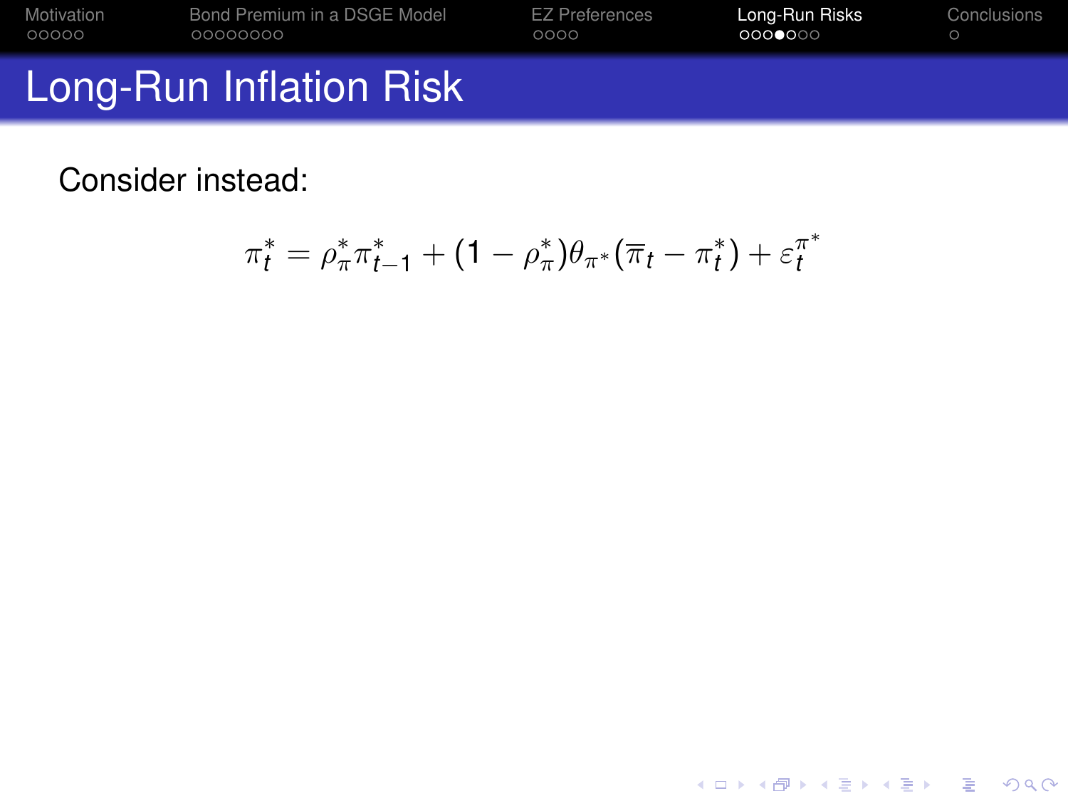# Long-Run Inflation Risk

Consider instead:

$$\pi_t^* = \rho_\pi^* \pi_{t-1}^* + (1 - \rho_\pi^*)\theta_{\pi^*}(\overline{\pi}_t - \pi_t^*) + \varepsilon_t^{\pi^*}$$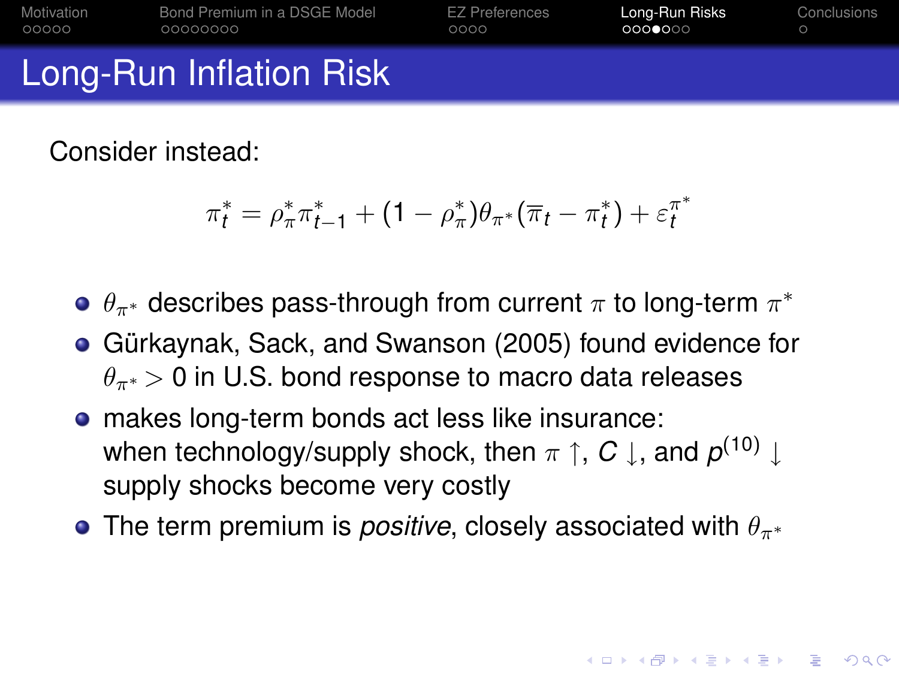# Long-Run Inflation Risk

Consider instead:

$$\pi_t^* = \rho_\pi^* \pi_{t-1}^* + (1 - \rho_\pi^*)\theta_{\pi^*}(\overline{\pi}_t - \pi_t^*) + \varepsilon_t^{\pi^*}$$

- $\theta_{\pi^*}$ describes pass-through from current $\pi$ to long-term $\pi^*$
- Gürkaynak, Sack, and Swanson (2005) found evidence for $\theta_{\pi^*} > 0$ in U.S. bond response to macro data releases
- makes long-term bonds act less like insurance: when technology/supply shock, then $\pi \uparrow$, $C \downarrow$, and $p^{(10)} \downarrow$ supply shocks become very costly
- The term premium is *positive*, closely associated with $\theta_{\pi^*}$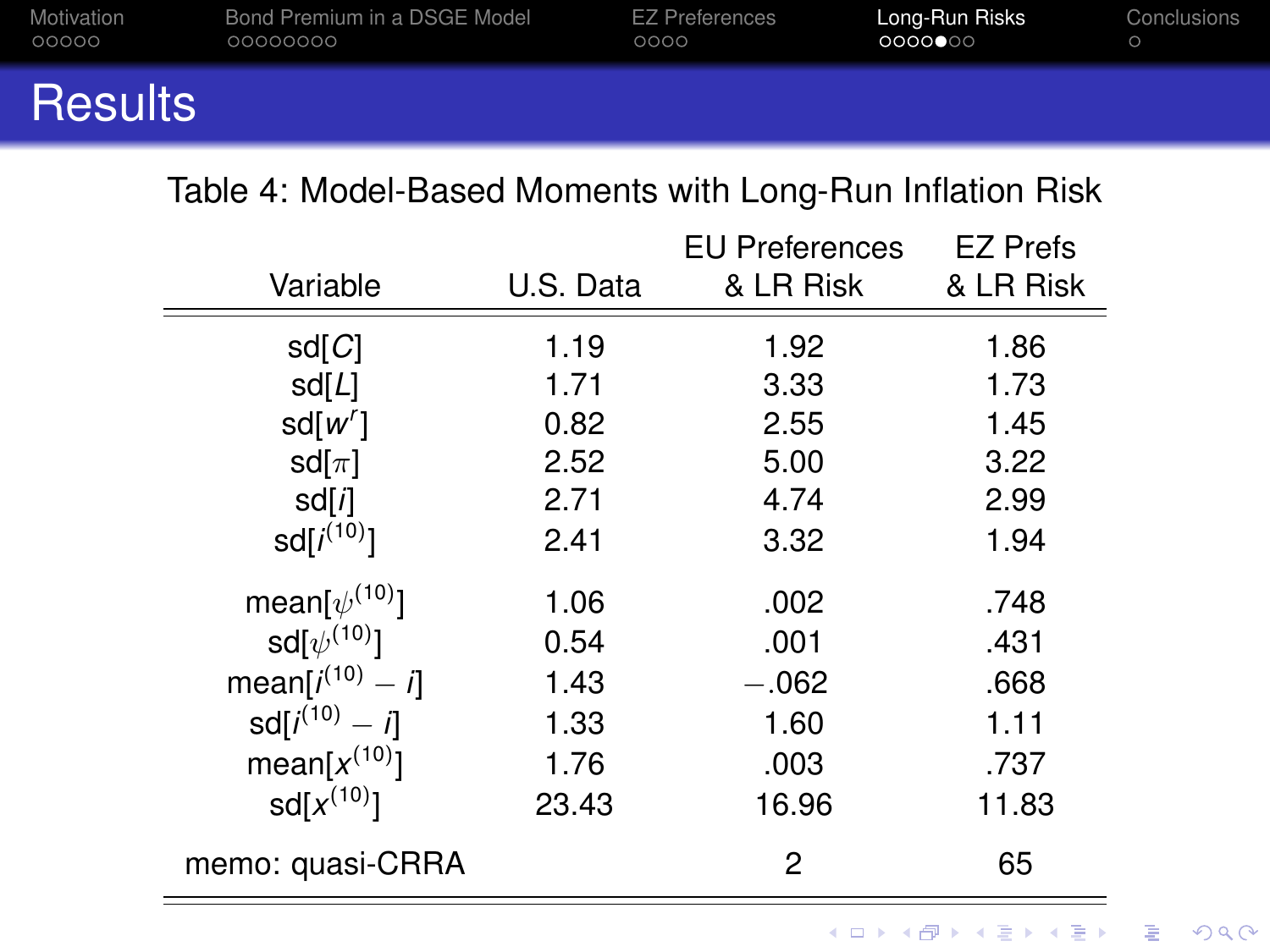# Results

Table 4: Model-Based Moments with Long-Run Inflation Risk

| Variable | U.S. Data | EU Preferences & LR Risk | EZ Prefs & LR Risk |
|---|---|---|---|
| sd[$C$] | 1.19 | 1.92 | 1.86 |
| sd[$L$] | 1.71 | 3.33 | 1.73 |
| sd[$w^r$] | 0.82 | 2.55 | 1.45 |
| sd[$\pi$] | 2.52 | 5.00 | 3.22 |
| sd[$i$] | 2.71 | 4.74 | 2.99 |
| sd[$i^{(10)}$] | 2.41 | 3.32 | 1.94 |
| mean[$\psi^{(10)}$] | 1.06 | .002 | .748 |
| sd[$\psi^{(10)}$] | 0.54 | .001 | .431 |
| mean[$i^{(10)} - i$] | 1.43 | $-$.062 | .668 |
| sd[$i^{(10)} - i$] | 1.33 | 1.60 | 1.11 |
| mean[$x^{(10)}$] | 1.76 | .003 | .737 |
| sd[$x^{(10)}$] | 23.43 | 16.96 | 11.83 |
| memo: quasi-CRRA | | 2 | 65 |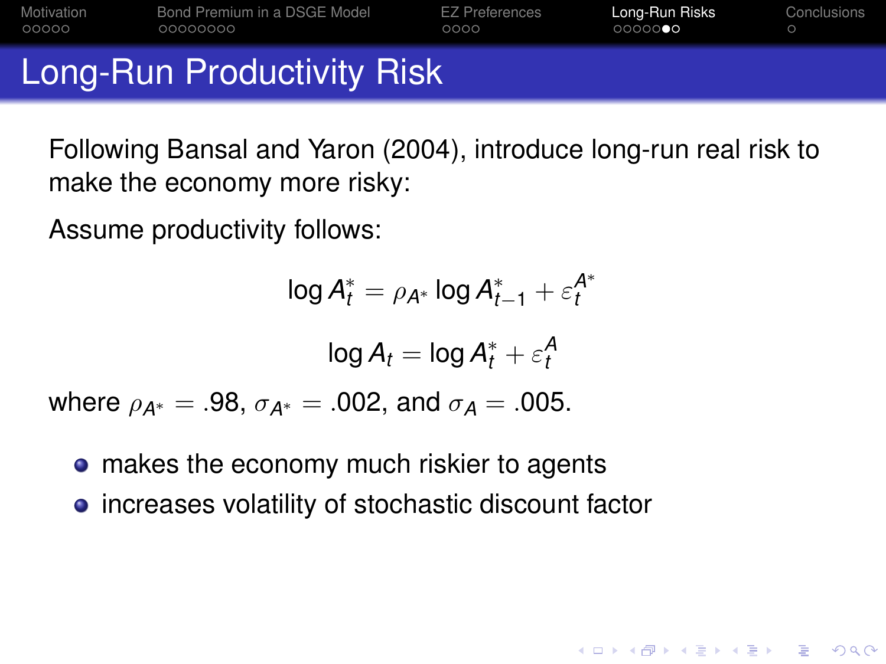# Long-Run Productivity Risk

Following Bansal and Yaron (2004), introduce long-run real risk to make the economy more risky:

Assume productivity follows:

$$\log A_t^* = \rho_{A^*} \log A_{t-1}^* + \varepsilon_t^{A^*}$$

$$\log A_t = \log A_t^* + \varepsilon_t^A$$

where $\rho_{A^*} = .98$, $\sigma_{A^*} = .002$, and $\sigma_A = .005$.

- makes the economy much riskier to agents
- increases volatility of stochastic discount factor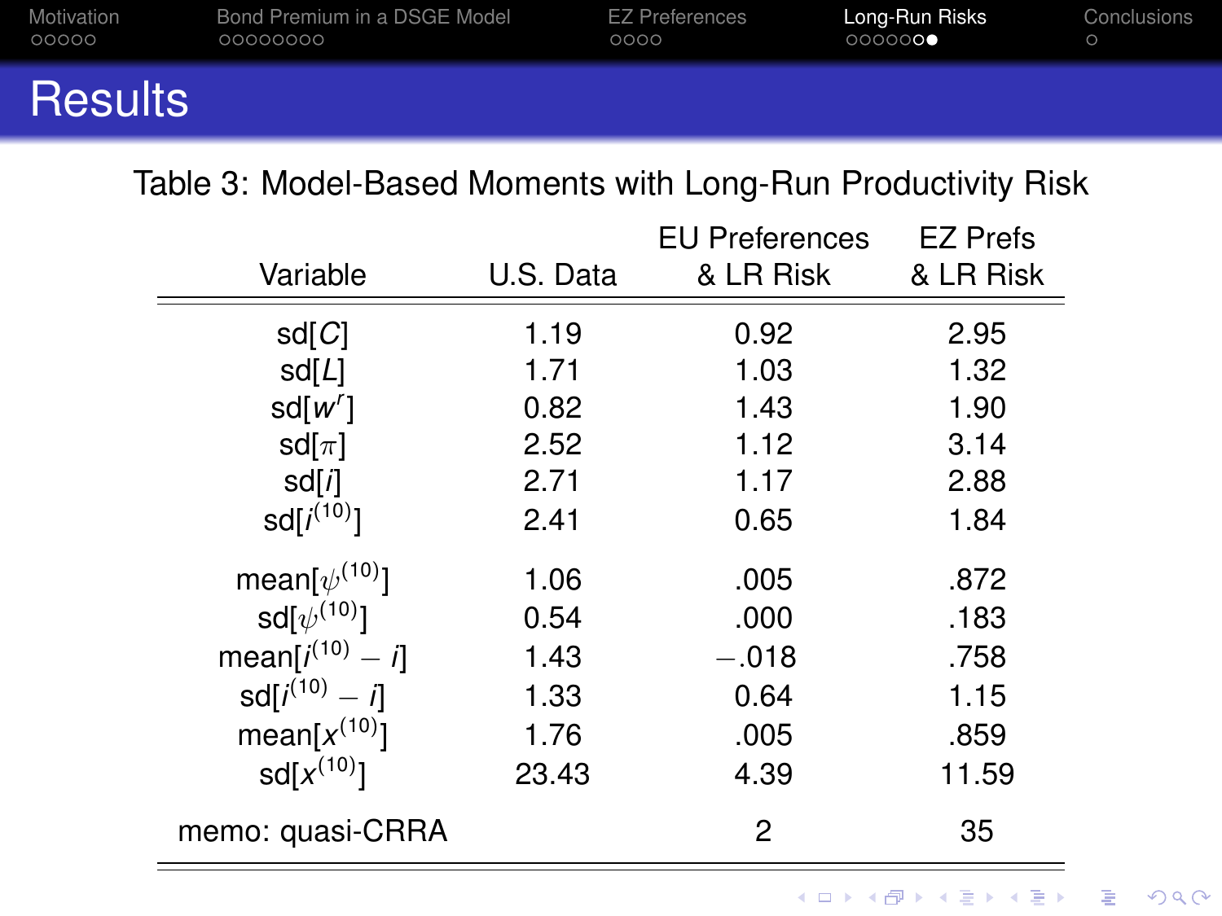# Results

Table 3: Model-Based Moments with Long-Run Productivity Risk

| Variable | U.S. Data | EU Preferences & LR Risk | EZ Prefs & LR Risk |
|---|---|---|---|
| sd[$C$] | 1.19 | 0.92 | 2.95 |
| sd[$L$] | 1.71 | 1.03 | 1.32 |
| sd[$w^r$] | 0.82 | 1.43 | 1.90 |
| sd[$\pi$] | 2.52 | 1.12 | 3.14 |
| sd[$i$] | 2.71 | 1.17 | 2.88 |
| sd[$i^{(10)}$] | 2.41 | 0.65 | 1.84 |
| mean[$\psi^{(10)}$] | 1.06 | .005 | .872 |
| sd[$\psi^{(10)}$] | 0.54 | .000 | .183 |
| mean[$i^{(10)} - i$] | 1.43 | $-.018$ | .758 |
| sd[$i^{(10)} - i$] | 1.33 | 0.64 | 1.15 |
| mean[$x^{(10)}$] | 1.76 | .005 | .859 |
| sd[$x^{(10)}$] | 23.43 | 4.39 | 11.59 |
| memo: quasi-CRRA | | 2 | 35 |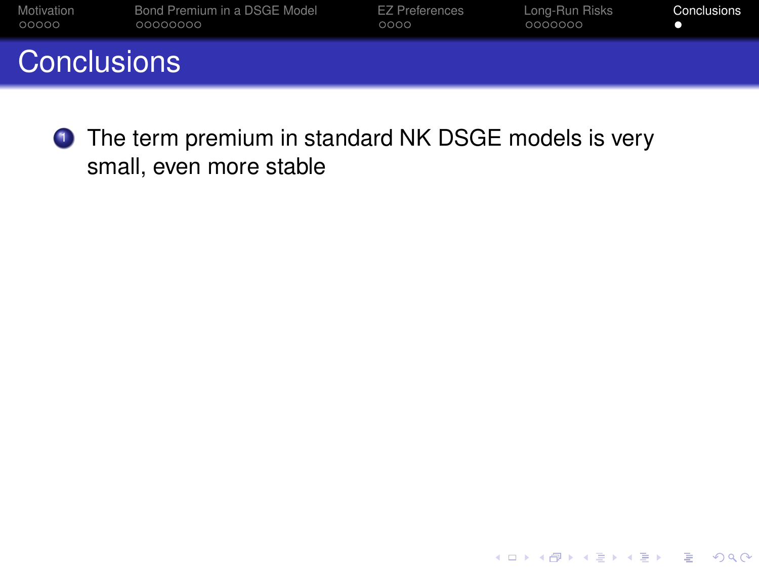# Conclusions

1. The term premium in standard NK DSGE models is very small, even more stable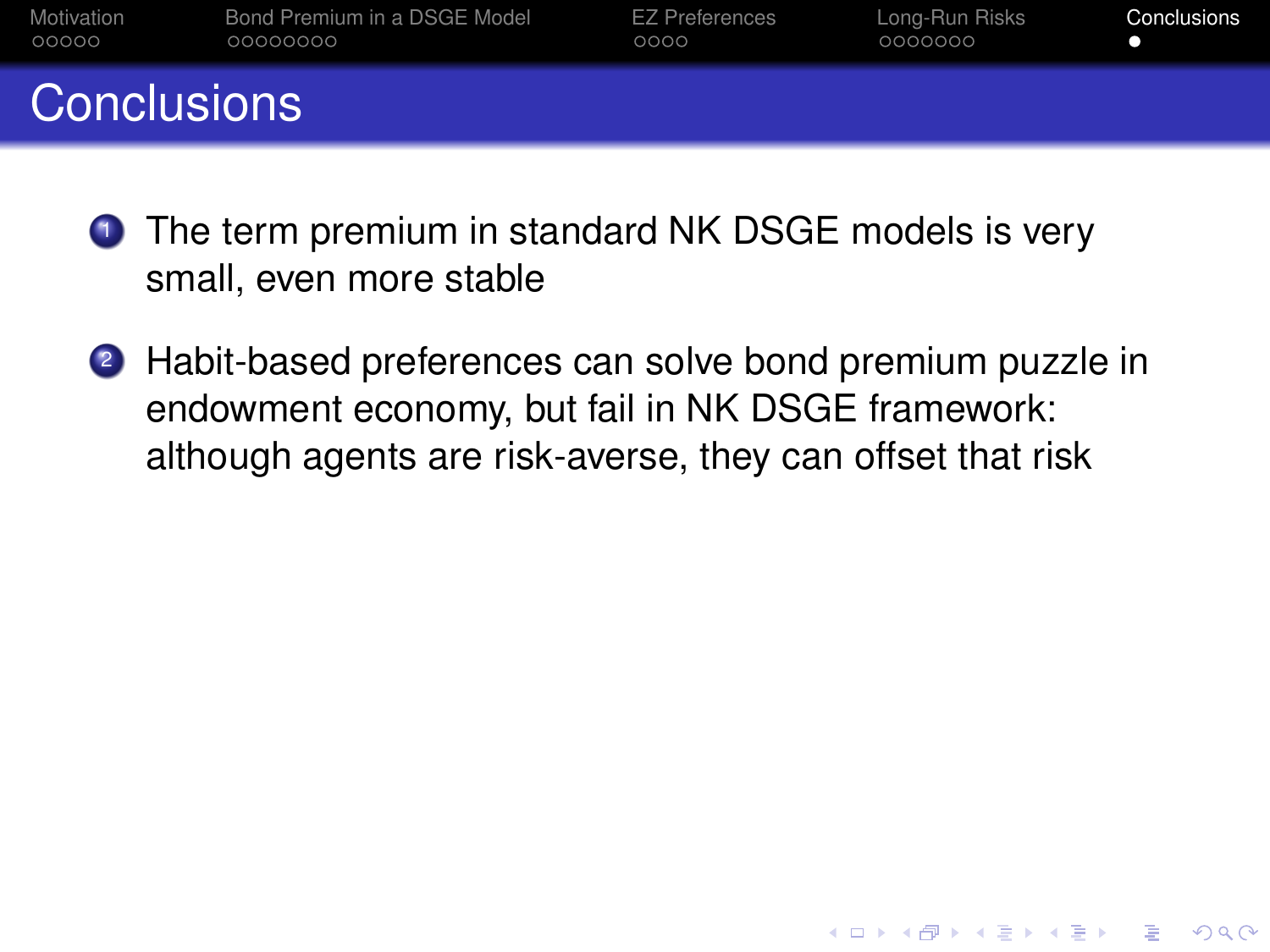# Conclusions

1. The term premium in standard NK DSGE models is very small, even more stable
2. Habit-based preferences can solve bond premium puzzle in endowment economy, but fail in NK DSGE framework: although agents are risk-averse, they can offset that risk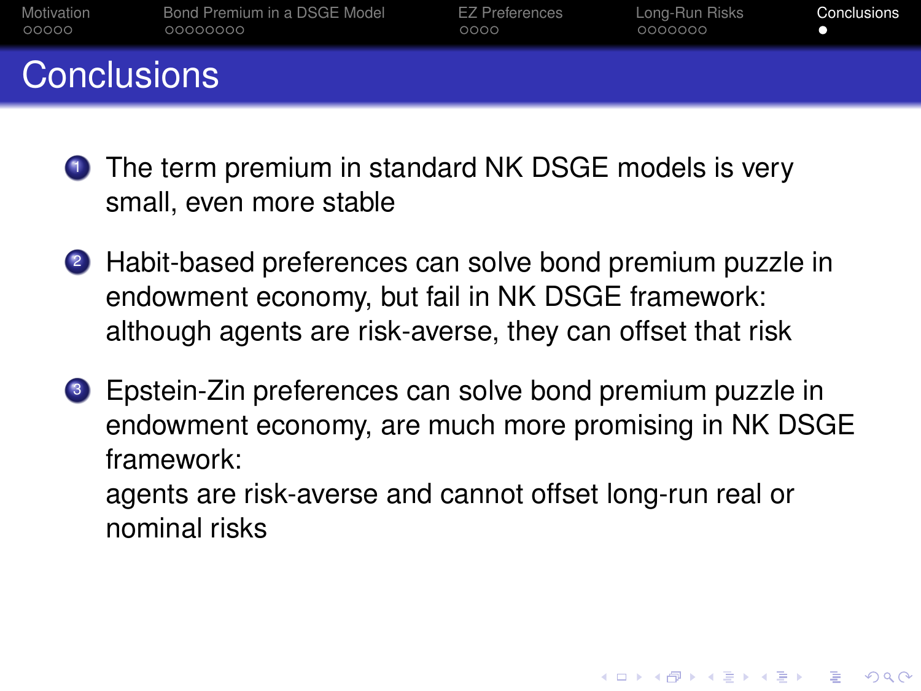# Conclusions

1. The term premium in standard NK DSGE models is very small, even more stable
2. Habit-based preferences can solve bond premium puzzle in endowment economy, but fail in NK DSGE framework: although agents are risk-averse, they can offset that risk
3. Epstein-Zin preferences can solve bond premium puzzle in endowment economy, are much more promising in NK DSGE framework:
   agents are risk-averse and cannot offset long-run real or nominal risks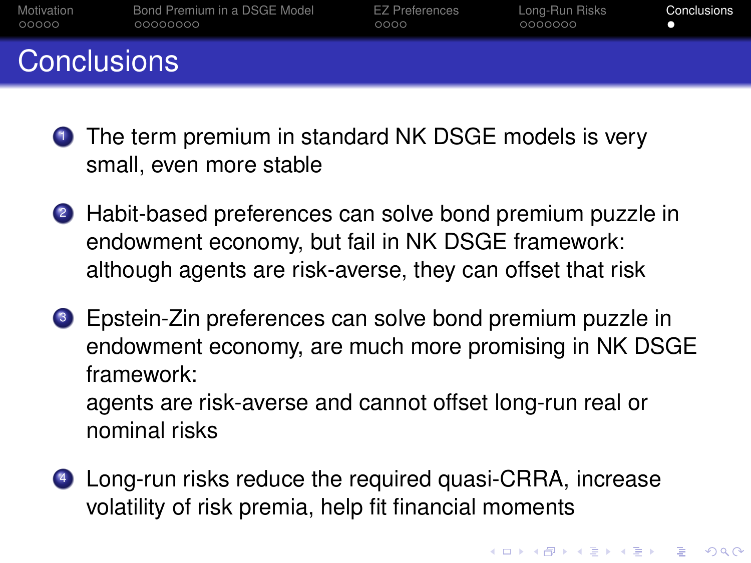# Conclusions

1. The term premium in standard NK DSGE models is very small, even more stable
2. Habit-based preferences can solve bond premium puzzle in endowment economy, but fail in NK DSGE framework: although agents are risk-averse, they can offset that risk
3. Epstein-Zin preferences can solve bond premium puzzle in endowment economy, are much more promising in NK DSGE framework:
   agents are risk-averse and cannot offset long-run real or nominal risks
4. Long-run risks reduce the required quasi-CRRA, increase volatility of risk premia, help fit financial moments